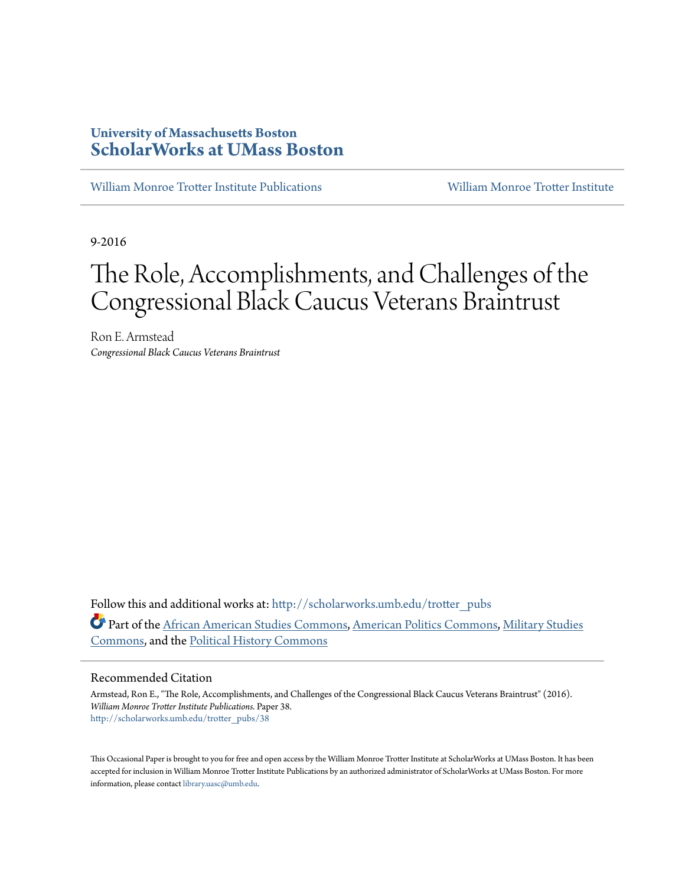University of Massachusetts Boston

**ScholarWorks at UMass Boston**

William Monroe Trotter Institute Publications | William Monroe Trotter Institute

9-2016

# The Role, Accomplishments, and Challenges of the Congressional Black Caucus Veterans Braintrust

Ron E. Armstead

*Congressional Black Caucus Veterans Braintrust*

Follow this and additional works at: http://scholarworks.umb.edu/trotter_pubs

Part of the African American Studies Commons, American Politics Commons, Military Studies Commons, and the Political History Commons

## Recommended Citation

Armstead, Ron E., "The Role, Accomplishments, and Challenges of the Congressional Black Caucus Veterans Braintrust" (2016). *William Monroe Trotter Institute Publications*. Paper 38.
http://scholarworks.umb.edu/trotter_pubs/38

This Occasional Paper is brought to you for free and open access by the William Monroe Trotter Institute at ScholarWorks at UMass Boston. It has been accepted for inclusion in William Monroe Trotter Institute Publications by an authorized administrator of ScholarWorks at UMass Boston. For more information, please contact library.uasc@umb.edu.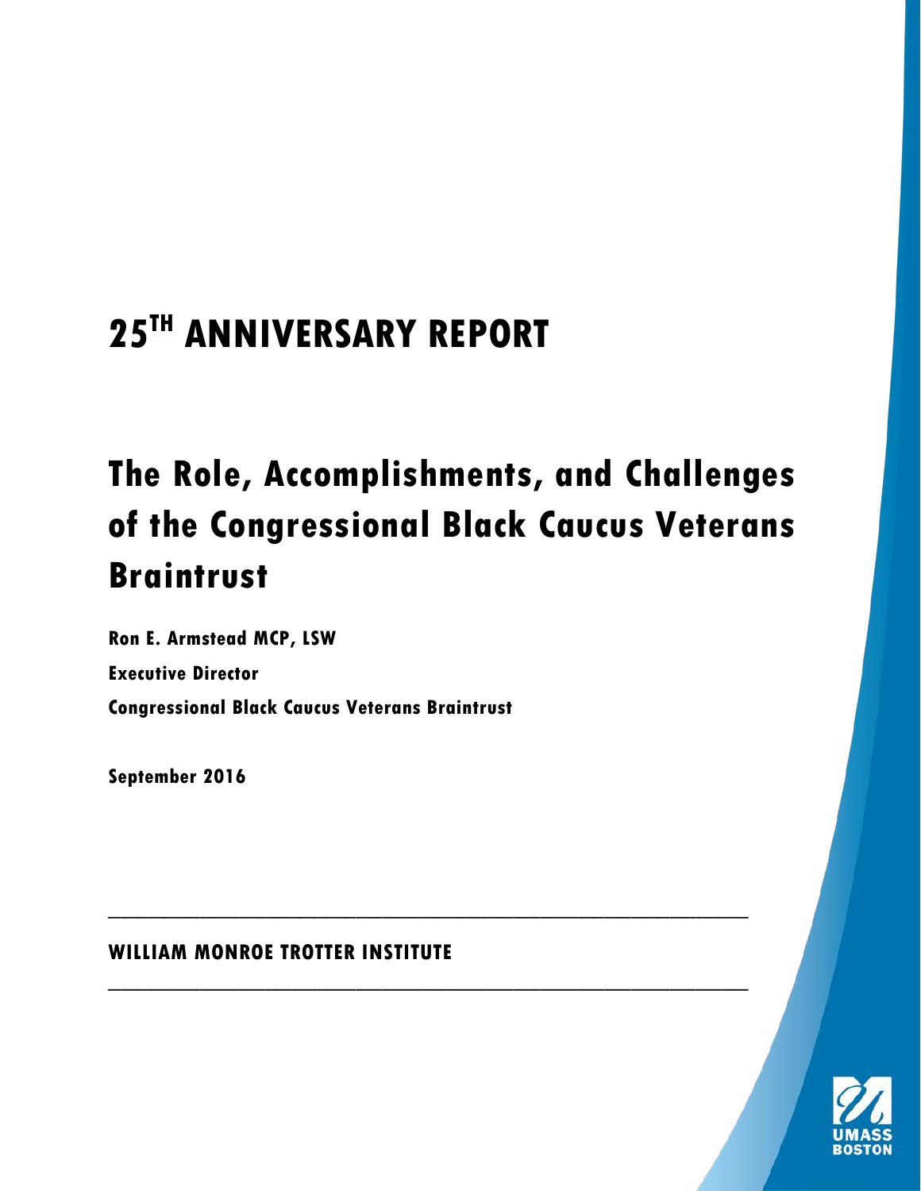# 25[TH] ANNIVERSARY REPORT

# The Role, Accomplishments, and Challenges of the Congressional Black Caucus Veterans Braintrust

**Ron E. Armstead MCP, LSW**

**Executive Director**

**Congressional Black Caucus Veterans Braintrust**

**September 2016**

---

**WILLIAM MONROE TROTTER INSTITUTE**

---

UMASS BOSTON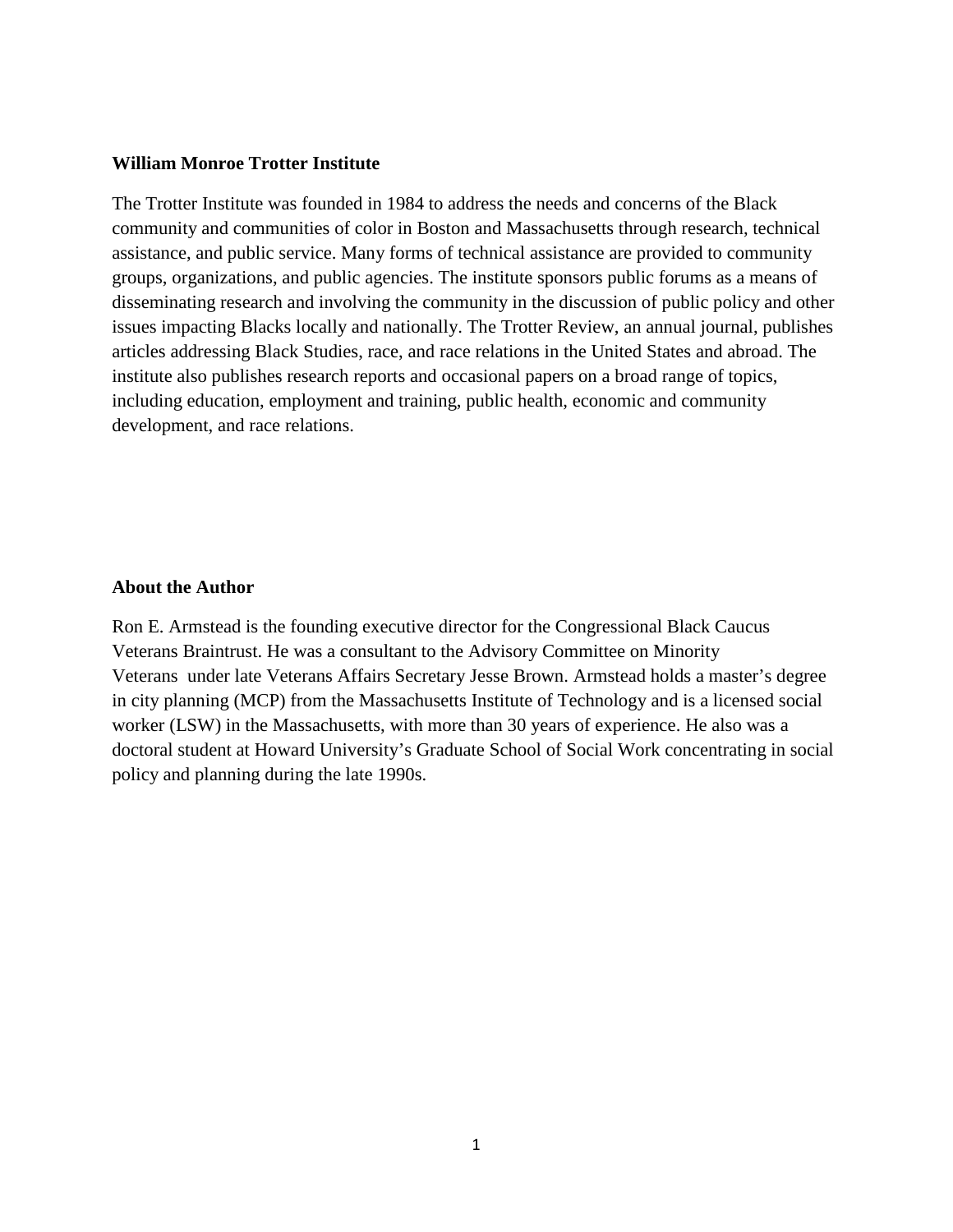**William Monroe Trotter Institute**

The Trotter Institute was founded in 1984 to address the needs and concerns of the Black community and communities of color in Boston and Massachusetts through research, technical assistance, and public service. Many forms of technical assistance are provided to community groups, organizations, and public agencies. The institute sponsors public forums as a means of disseminating research and involving the community in the discussion of public policy and other issues impacting Blacks locally and nationally. The Trotter Review, an annual journal, publishes articles addressing Black Studies, race, and race relations in the United States and abroad. The institute also publishes research reports and occasional papers on a broad range of topics, including education, employment and training, public health, economic and community development, and race relations.

**About the Author**

Ron E. Armstead is the founding executive director for the Congressional Black Caucus Veterans Braintrust. He was a consultant to the Advisory Committee on Minority Veterans under late Veterans Affairs Secretary Jesse Brown. Armstead holds a master's degree in city planning (MCP) from the Massachusetts Institute of Technology and is a licensed social worker (LSW) in the Massachusetts, with more than 30 years of experience. He also was a doctoral student at Howard University's Graduate School of Social Work concentrating in social policy and planning during the late 1990s.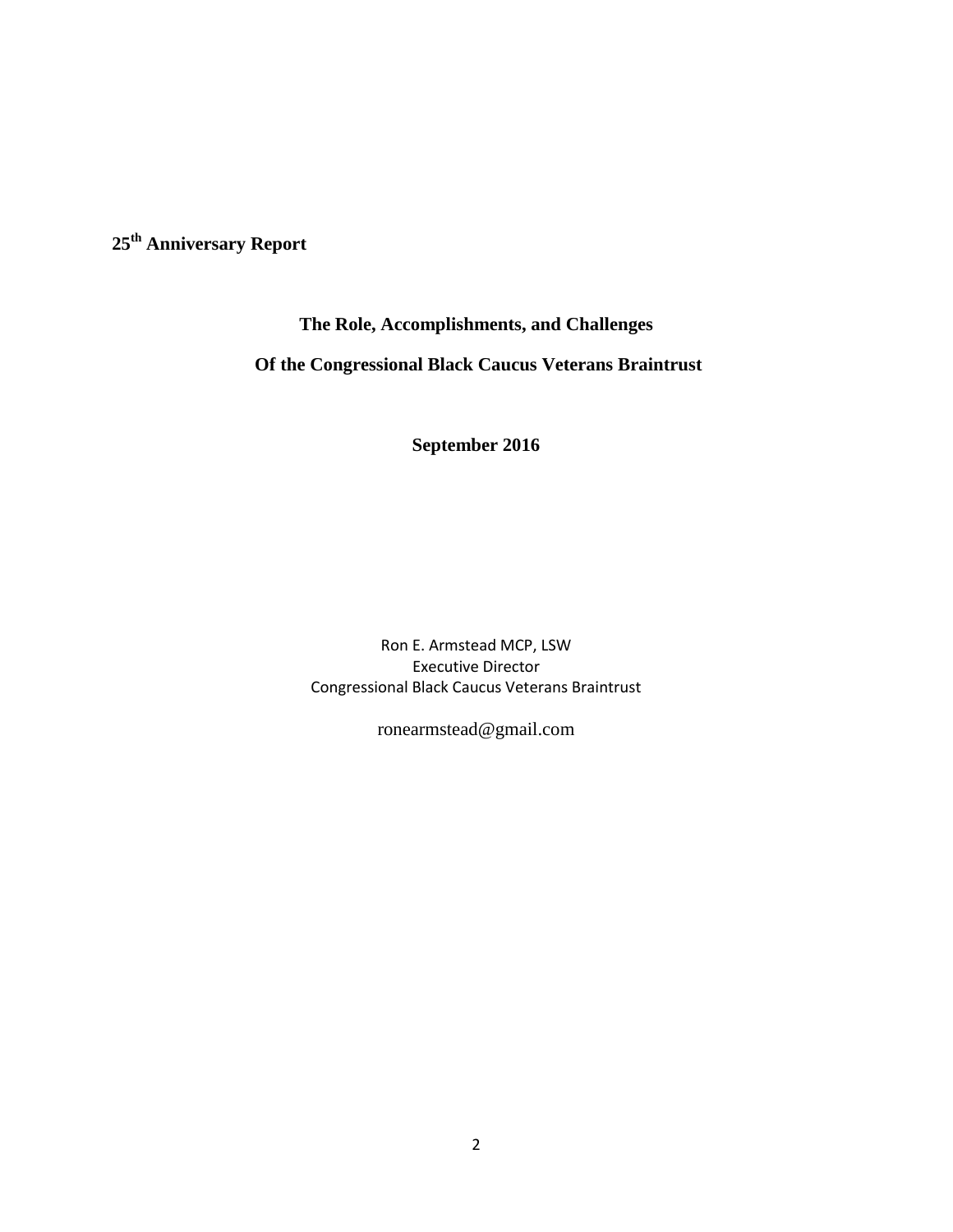**25th Anniversary Report**

## The Role, Accomplishments, and Challenges

## Of the Congressional Black Caucus Veterans Braintrust

**September 2016**

Ron E. Armstead MCP, LSW
Executive Director
Congressional Black Caucus Veterans Braintrust

ronearmstead@gmail.com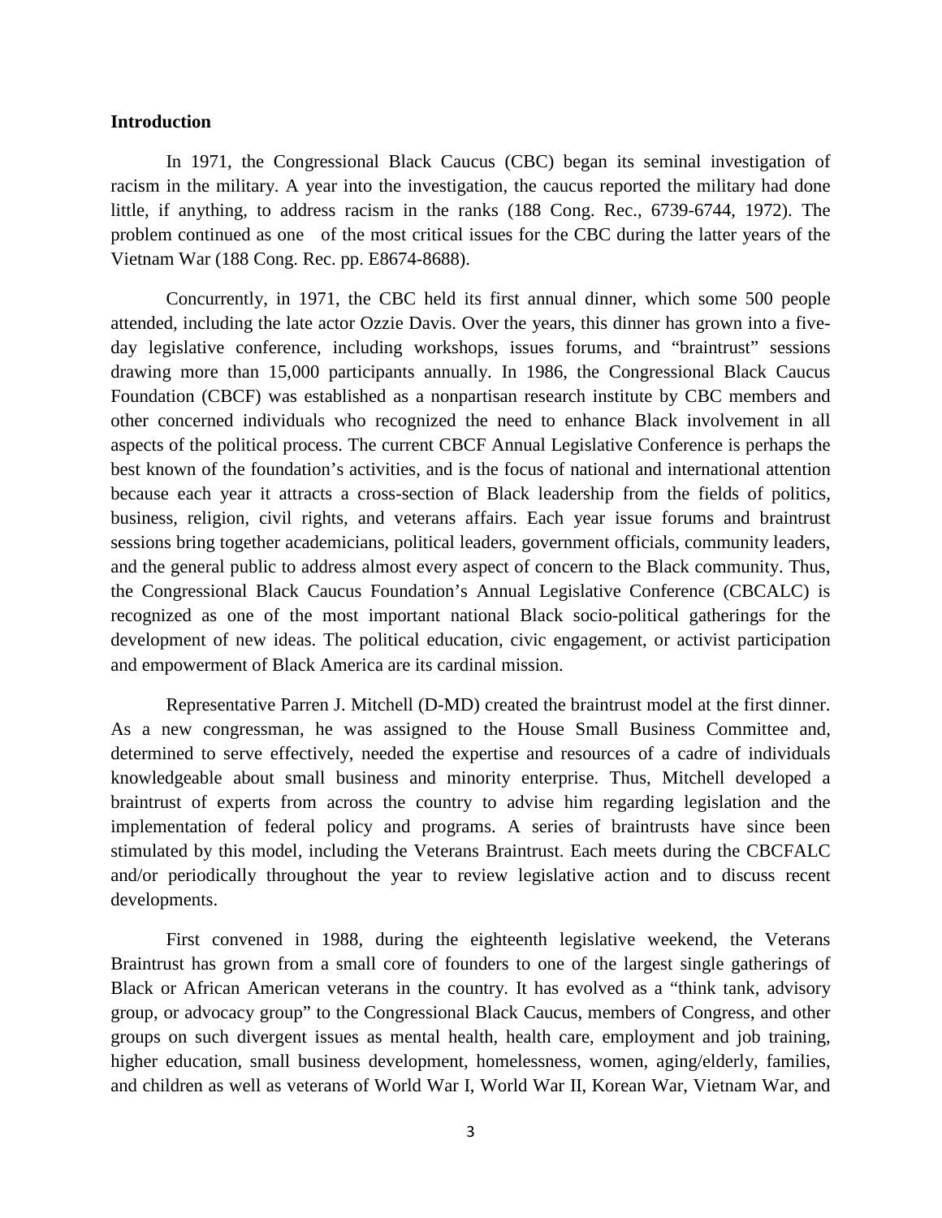**Introduction**

In 1971, the Congressional Black Caucus (CBC) began its seminal investigation of racism in the military. A year into the investigation, the caucus reported the military had done little, if anything, to address racism in the ranks (188 Cong. Rec., 6739-6744, 1972). The problem continued as one of the most critical issues for the CBC during the latter years of the Vietnam War (188 Cong. Rec. pp. E8674-8688).

Concurrently, in 1971, the CBC held its first annual dinner, which some 500 people attended, including the late actor Ozzie Davis. Over the years, this dinner has grown into a five-day legislative conference, including workshops, issues forums, and "braintrust" sessions drawing more than 15,000 participants annually. In 1986, the Congressional Black Caucus Foundation (CBCF) was established as a nonpartisan research institute by CBC members and other concerned individuals who recognized the need to enhance Black involvement in all aspects of the political process. The current CBCF Annual Legislative Conference is perhaps the best known of the foundation's activities, and is the focus of national and international attention because each year it attracts a cross-section of Black leadership from the fields of politics, business, religion, civil rights, and veterans affairs. Each year issue forums and braintrust sessions bring together academicians, political leaders, government officials, community leaders, and the general public to address almost every aspect of concern to the Black community. Thus, the Congressional Black Caucus Foundation's Annual Legislative Conference (CBCALC) is recognized as one of the most important national Black socio-political gatherings for the development of new ideas. The political education, civic engagement, or activist participation and empowerment of Black America are its cardinal mission.

Representative Parren J. Mitchell (D-MD) created the braintrust model at the first dinner. As a new congressman, he was assigned to the House Small Business Committee and, determined to serve effectively, needed the expertise and resources of a cadre of individuals knowledgeable about small business and minority enterprise. Thus, Mitchell developed a braintrust of experts from across the country to advise him regarding legislation and the implementation of federal policy and programs. A series of braintrusts have since been stimulated by this model, including the Veterans Braintrust. Each meets during the CBCFALC and/or periodically throughout the year to review legislative action and to discuss recent developments.

First convened in 1988, during the eighteenth legislative weekend, the Veterans Braintrust has grown from a small core of founders to one of the largest single gatherings of Black or African American veterans in the country. It has evolved as a "think tank, advisory group, or advocacy group" to the Congressional Black Caucus, members of Congress, and other groups on such divergent issues as mental health, health care, employment and job training, higher education, small business development, homelessness, women, aging/elderly, families, and children as well as veterans of World War I, World War II, Korean War, Vietnam War, and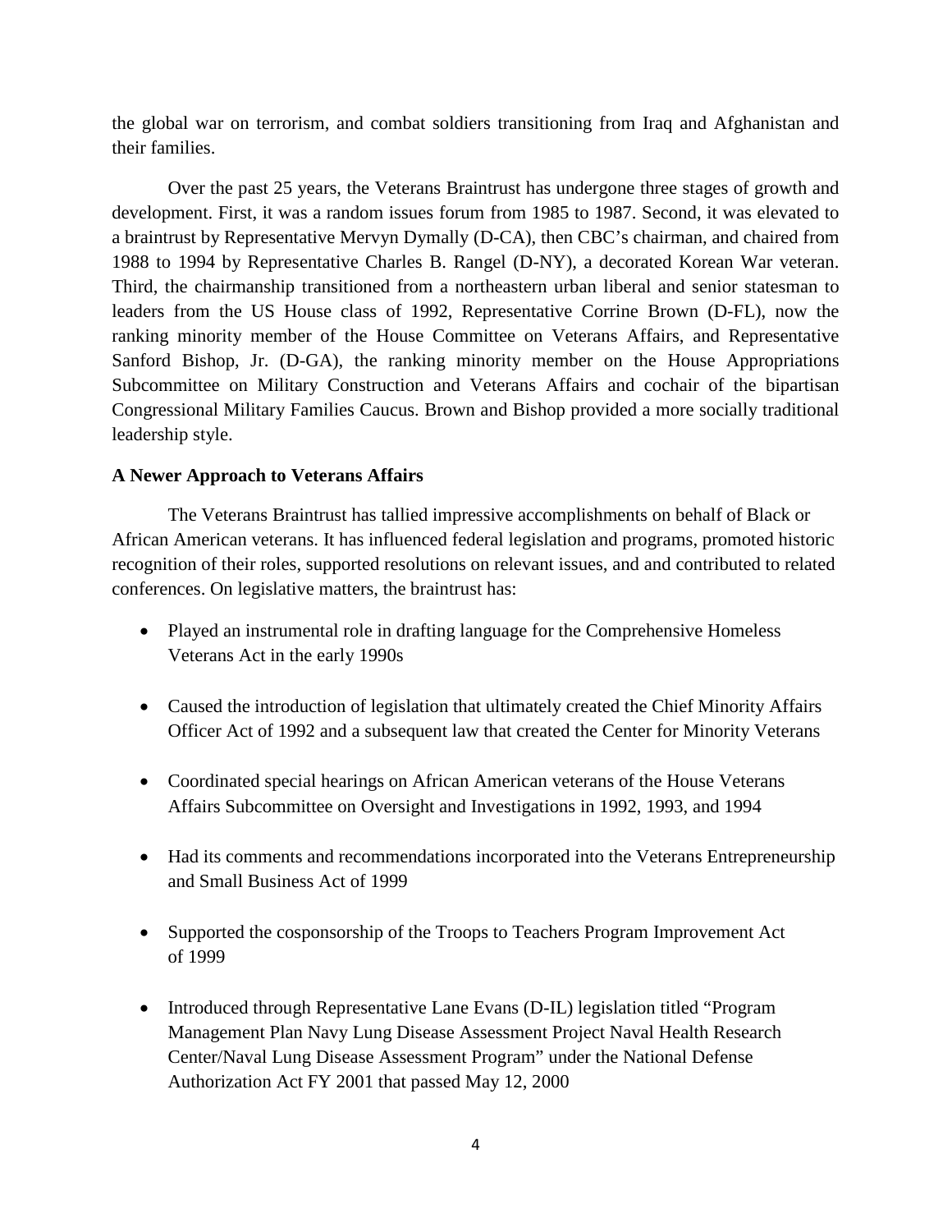the global war on terrorism, and combat soldiers transitioning from Iraq and Afghanistan and their families.

Over the past 25 years, the Veterans Braintrust has undergone three stages of growth and development. First, it was a random issues forum from 1985 to 1987. Second, it was elevated to a braintrust by Representative Mervyn Dymally (D-CA), then CBC's chairman, and chaired from 1988 to 1994 by Representative Charles B. Rangel (D-NY), a decorated Korean War veteran. Third, the chairmanship transitioned from a northeastern urban liberal and senior statesman to leaders from the US House class of 1992, Representative Corrine Brown (D-FL), now the ranking minority member of the House Committee on Veterans Affairs, and Representative Sanford Bishop, Jr. (D-GA), the ranking minority member on the House Appropriations Subcommittee on Military Construction and Veterans Affairs and cochair of the bipartisan Congressional Military Families Caucus. Brown and Bishop provided a more socially traditional leadership style.

**A Newer Approach to Veterans Affairs**

The Veterans Braintrust has tallied impressive accomplishments on behalf of Black or African American veterans. It has influenced federal legislation and programs, promoted historic recognition of their roles, supported resolutions on relevant issues, and and contributed to related conferences. On legislative matters, the braintrust has:

- Played an instrumental role in drafting language for the Comprehensive Homeless Veterans Act in the early 1990s
- Caused the introduction of legislation that ultimately created the Chief Minority Affairs Officer Act of 1992 and a subsequent law that created the Center for Minority Veterans
- Coordinated special hearings on African American veterans of the House Veterans Affairs Subcommittee on Oversight and Investigations in 1992, 1993, and 1994
- Had its comments and recommendations incorporated into the Veterans Entrepreneurship and Small Business Act of 1999
- Supported the cosponsorship of the Troops to Teachers Program Improvement Act of 1999
- Introduced through Representative Lane Evans (D-IL) legislation titled "Program Management Plan Navy Lung Disease Assessment Project Naval Health Research Center/Naval Lung Disease Assessment Program" under the National Defense Authorization Act FY 2001 that passed May 12, 2000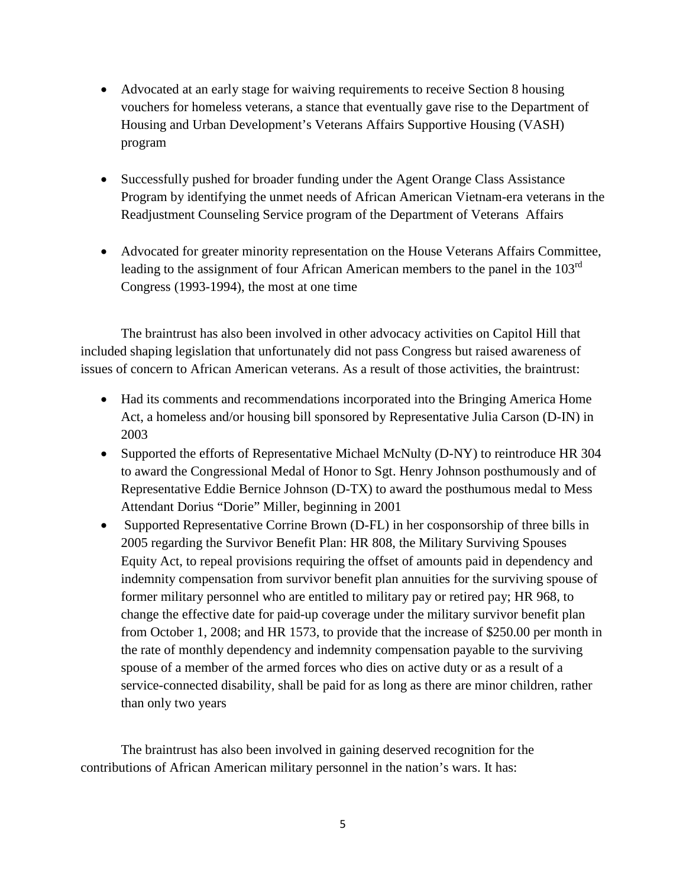- Advocated at an early stage for waiving requirements to receive Section 8 housing vouchers for homeless veterans, a stance that eventually gave rise to the Department of Housing and Urban Development's Veterans Affairs Supportive Housing (VASH) program

- Successfully pushed for broader funding under the Agent Orange Class Assistance Program by identifying the unmet needs of African American Vietnam-era veterans in the Readjustment Counseling Service program of the Department of Veterans Affairs

- Advocated for greater minority representation on the House Veterans Affairs Committee, leading to the assignment of four African American members to the panel in the 103rd Congress (1993-1994), the most at one time

The braintrust has also been involved in other advocacy activities on Capitol Hill that included shaping legislation that unfortunately did not pass Congress but raised awareness of issues of concern to African American veterans. As a result of those activities, the braintrust:

- Had its comments and recommendations incorporated into the Bringing America Home Act, a homeless and/or housing bill sponsored by Representative Julia Carson (D-IN) in 2003
- Supported the efforts of Representative Michael McNulty (D-NY) to reintroduce HR 304 to award the Congressional Medal of Honor to Sgt. Henry Johnson posthumously and of Representative Eddie Bernice Johnson (D-TX) to award the posthumous medal to Mess Attendant Dorius "Dorie" Miller, beginning in 2001
- Supported Representative Corrine Brown (D-FL) in her cosponsorship of three bills in 2005 regarding the Survivor Benefit Plan: HR 808, the Military Surviving Spouses Equity Act, to repeal provisions requiring the offset of amounts paid in dependency and indemnity compensation from survivor benefit plan annuities for the surviving spouse of former military personnel who are entitled to military pay or retired pay; HR 968, to change the effective date for paid-up coverage under the military survivor benefit plan from October 1, 2008; and HR 1573, to provide that the increase of $250.00 per month in the rate of monthly dependency and indemnity compensation payable to the surviving spouse of a member of the armed forces who dies on active duty or as a result of a service-connected disability, shall be paid for as long as there are minor children, rather than only two years

The braintrust has also been involved in gaining deserved recognition for the contributions of African American military personnel in the nation's wars. It has: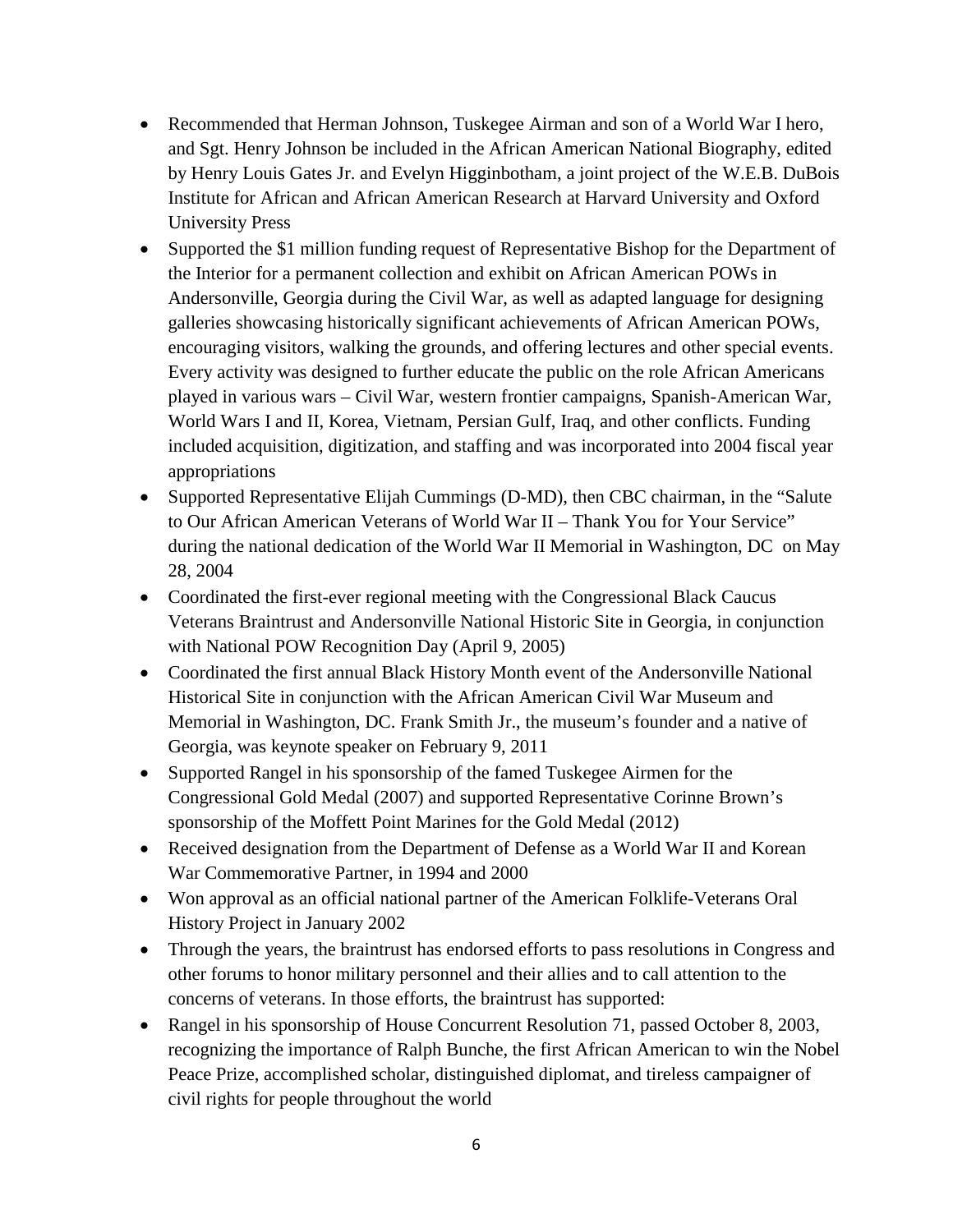- Recommended that Herman Johnson, Tuskegee Airman and son of a World War I hero, and Sgt. Henry Johnson be included in the African American National Biography, edited by Henry Louis Gates Jr. and Evelyn Higginbotham, a joint project of the W.E.B. DuBois Institute for African and African American Research at Harvard University and Oxford University Press
- Supported the $1 million funding request of Representative Bishop for the Department of the Interior for a permanent collection and exhibit on African American POWs in Andersonville, Georgia during the Civil War, as well as adapted language for designing galleries showcasing historically significant achievements of African American POWs, encouraging visitors, walking the grounds, and offering lectures and other special events. Every activity was designed to further educate the public on the role African Americans played in various wars – Civil War, western frontier campaigns, Spanish-American War, World Wars I and II, Korea, Vietnam, Persian Gulf, Iraq, and other conflicts. Funding included acquisition, digitization, and staffing and was incorporated into 2004 fiscal year appropriations
- Supported Representative Elijah Cummings (D-MD), then CBC chairman, in the "Salute to Our African American Veterans of World War II – Thank You for Your Service" during the national dedication of the World War II Memorial in Washington, DC on May 28, 2004
- Coordinated the first-ever regional meeting with the Congressional Black Caucus Veterans Braintrust and Andersonville National Historic Site in Georgia, in conjunction with National POW Recognition Day (April 9, 2005)
- Coordinated the first annual Black History Month event of the Andersonville National Historical Site in conjunction with the African American Civil War Museum and Memorial in Washington, DC. Frank Smith Jr., the museum's founder and a native of Georgia, was keynote speaker on February 9, 2011
- Supported Rangel in his sponsorship of the famed Tuskegee Airmen for the Congressional Gold Medal (2007) and supported Representative Corinne Brown's sponsorship of the Moffett Point Marines for the Gold Medal (2012)
- Received designation from the Department of Defense as a World War II and Korean War Commemorative Partner, in 1994 and 2000
- Won approval as an official national partner of the American Folklife-Veterans Oral History Project in January 2002
- Through the years, the braintrust has endorsed efforts to pass resolutions in Congress and other forums to honor military personnel and their allies and to call attention to the concerns of veterans. In those efforts, the braintrust has supported:
- Rangel in his sponsorship of House Concurrent Resolution 71, passed October 8, 2003, recognizing the importance of Ralph Bunche, the first African American to win the Nobel Peace Prize, accomplished scholar, distinguished diplomat, and tireless campaigner of civil rights for people throughout the world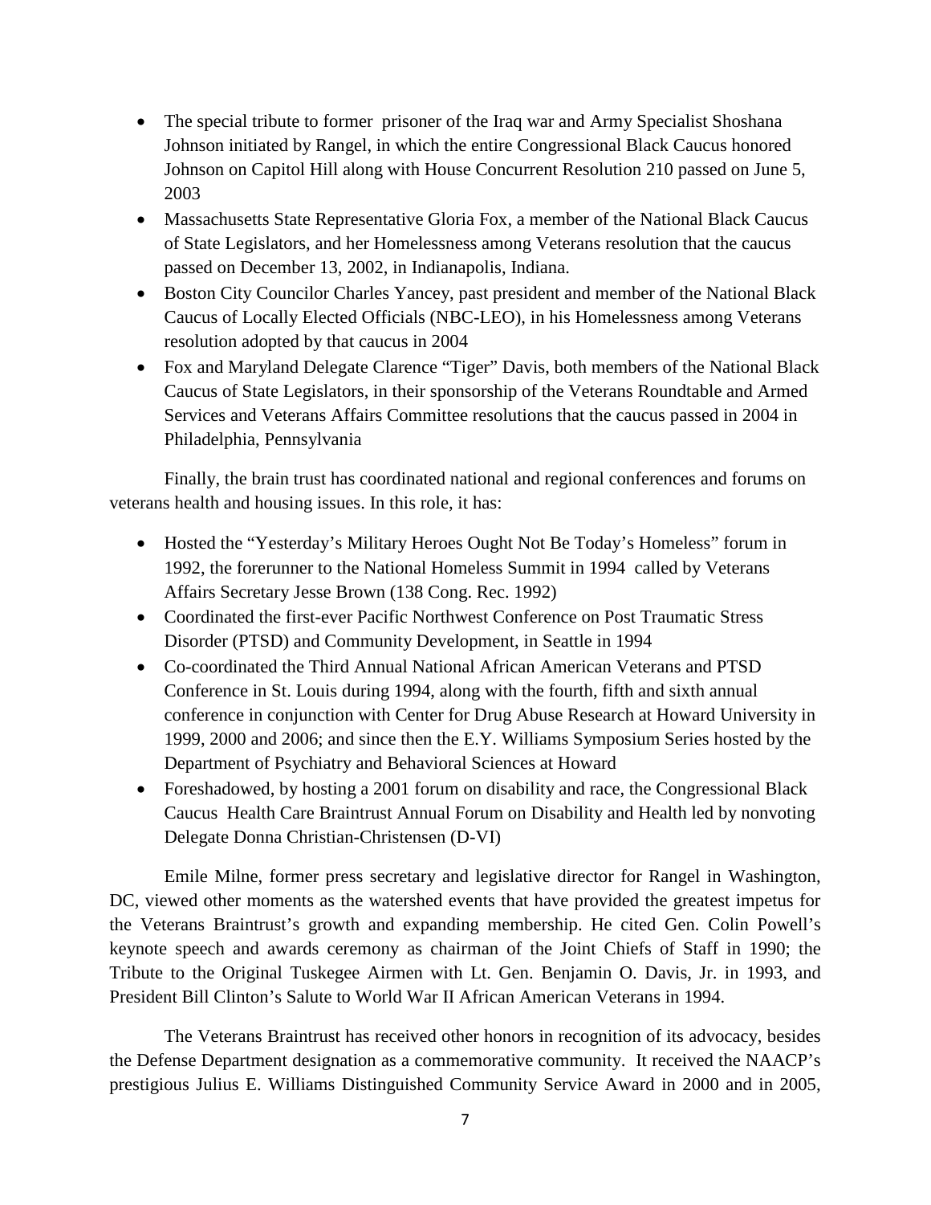- The special tribute to former prisoner of the Iraq war and Army Specialist Shoshana Johnson initiated by Rangel, in which the entire Congressional Black Caucus honored Johnson on Capitol Hill along with House Concurrent Resolution 210 passed on June 5, 2003
- Massachusetts State Representative Gloria Fox, a member of the National Black Caucus of State Legislators, and her Homelessness among Veterans resolution that the caucus passed on December 13, 2002, in Indianapolis, Indiana.
- Boston City Councilor Charles Yancey, past president and member of the National Black Caucus of Locally Elected Officials (NBC-LEO), in his Homelessness among Veterans resolution adopted by that caucus in 2004
- Fox and Maryland Delegate Clarence "Tiger" Davis, both members of the National Black Caucus of State Legislators, in their sponsorship of the Veterans Roundtable and Armed Services and Veterans Affairs Committee resolutions that the caucus passed in 2004 in Philadelphia, Pennsylvania

Finally, the brain trust has coordinated national and regional conferences and forums on veterans health and housing issues. In this role, it has:

- Hosted the "Yesterday's Military Heroes Ought Not Be Today's Homeless" forum in 1992, the forerunner to the National Homeless Summit in 1994 called by Veterans Affairs Secretary Jesse Brown (138 Cong. Rec. 1992)
- Coordinated the first-ever Pacific Northwest Conference on Post Traumatic Stress Disorder (PTSD) and Community Development, in Seattle in 1994
- Co-coordinated the Third Annual National African American Veterans and PTSD Conference in St. Louis during 1994, along with the fourth, fifth and sixth annual conference in conjunction with Center for Drug Abuse Research at Howard University in 1999, 2000 and 2006; and since then the E.Y. Williams Symposium Series hosted by the Department of Psychiatry and Behavioral Sciences at Howard
- Foreshadowed, by hosting a 2001 forum on disability and race, the Congressional Black Caucus Health Care Braintrust Annual Forum on Disability and Health led by nonvoting Delegate Donna Christian-Christensen (D-VI)

Emile Milne, former press secretary and legislative director for Rangel in Washington, DC, viewed other moments as the watershed events that have provided the greatest impetus for the Veterans Braintrust's growth and expanding membership. He cited Gen. Colin Powell's keynote speech and awards ceremony as chairman of the Joint Chiefs of Staff in 1990; the Tribute to the Original Tuskegee Airmen with Lt. Gen. Benjamin O. Davis, Jr. in 1993, and President Bill Clinton's Salute to World War II African American Veterans in 1994.

The Veterans Braintrust has received other honors in recognition of its advocacy, besides the Defense Department designation as a commemorative community. It received the NAACP's prestigious Julius E. Williams Distinguished Community Service Award in 2000 and in 2005,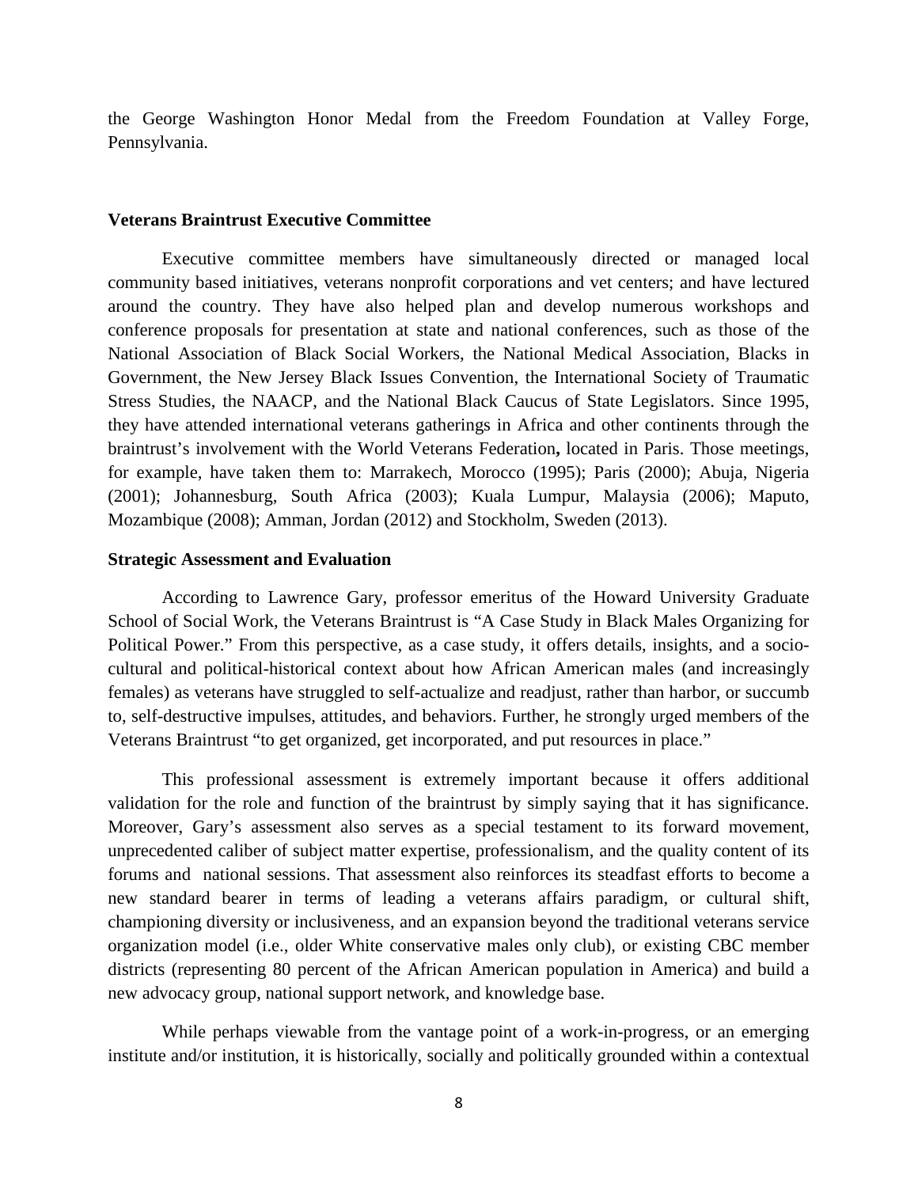the George Washington Honor Medal from the Freedom Foundation at Valley Forge, Pennsylvania.

**Veterans Braintrust Executive Committee**

Executive committee members have simultaneously directed or managed local community based initiatives, veterans nonprofit corporations and vet centers; and have lectured around the country. They have also helped plan and develop numerous workshops and conference proposals for presentation at state and national conferences, such as those of the National Association of Black Social Workers, the National Medical Association, Blacks in Government, the New Jersey Black Issues Convention, the International Society of Traumatic Stress Studies, the NAACP, and the National Black Caucus of State Legislators. Since 1995, they have attended international veterans gatherings in Africa and other continents through the braintrust's involvement with the World Veterans Federation**,** located in Paris. Those meetings, for example, have taken them to: Marrakech, Morocco (1995); Paris (2000); Abuja, Nigeria (2001); Johannesburg, South Africa (2003); Kuala Lumpur, Malaysia (2006); Maputo, Mozambique (2008); Amman, Jordan (2012) and Stockholm, Sweden (2013).

**Strategic Assessment and Evaluation**

According to Lawrence Gary, professor emeritus of the Howard University Graduate School of Social Work, the Veterans Braintrust is "A Case Study in Black Males Organizing for Political Power." From this perspective, as a case study, it offers details, insights, and a socio-cultural and political-historical context about how African American males (and increasingly females) as veterans have struggled to self-actualize and readjust, rather than harbor, or succumb to, self-destructive impulses, attitudes, and behaviors. Further, he strongly urged members of the Veterans Braintrust "to get organized, get incorporated, and put resources in place."

This professional assessment is extremely important because it offers additional validation for the role and function of the braintrust by simply saying that it has significance. Moreover, Gary's assessment also serves as a special testament to its forward movement, unprecedented caliber of subject matter expertise, professionalism, and the quality content of its forums and national sessions. That assessment also reinforces its steadfast efforts to become a new standard bearer in terms of leading a veterans affairs paradigm, or cultural shift, championing diversity or inclusiveness, and an expansion beyond the traditional veterans service organization model (i.e., older White conservative males only club), or existing CBC member districts (representing 80 percent of the African American population in America) and build a new advocacy group, national support network, and knowledge base.

While perhaps viewable from the vantage point of a work-in-progress, or an emerging institute and/or institution, it is historically, socially and politically grounded within a contextual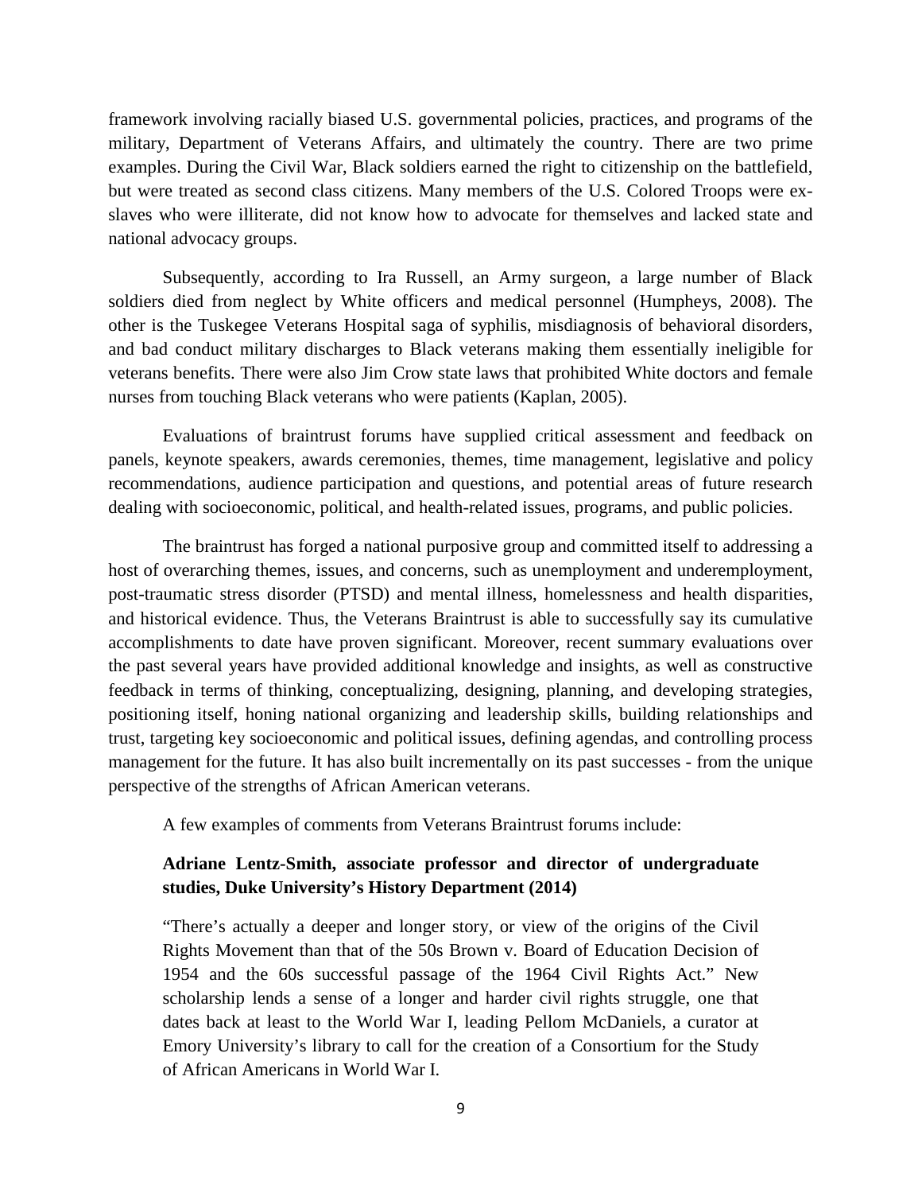framework involving racially biased U.S. governmental policies, practices, and programs of the military, Department of Veterans Affairs, and ultimately the country. There are two prime examples. During the Civil War, Black soldiers earned the right to citizenship on the battlefield, but were treated as second class citizens. Many members of the U.S. Colored Troops were ex-slaves who were illiterate, did not know how to advocate for themselves and lacked state and national advocacy groups.

Subsequently, according to Ira Russell, an Army surgeon, a large number of Black soldiers died from neglect by White officers and medical personnel (Humpheys, 2008). The other is the Tuskegee Veterans Hospital saga of syphilis, misdiagnosis of behavioral disorders, and bad conduct military discharges to Black veterans making them essentially ineligible for veterans benefits. There were also Jim Crow state laws that prohibited White doctors and female nurses from touching Black veterans who were patients (Kaplan, 2005).

Evaluations of braintrust forums have supplied critical assessment and feedback on panels, keynote speakers, awards ceremonies, themes, time management, legislative and policy recommendations, audience participation and questions, and potential areas of future research dealing with socioeconomic, political, and health-related issues, programs, and public policies.

The braintrust has forged a national purposive group and committed itself to addressing a host of overarching themes, issues, and concerns, such as unemployment and underemployment, post-traumatic stress disorder (PTSD) and mental illness, homelessness and health disparities, and historical evidence. Thus, the Veterans Braintrust is able to successfully say its cumulative accomplishments to date have proven significant. Moreover, recent summary evaluations over the past several years have provided additional knowledge and insights, as well as constructive feedback in terms of thinking, conceptualizing, designing, planning, and developing strategies, positioning itself, honing national organizing and leadership skills, building relationships and trust, targeting key socioeconomic and political issues, defining agendas, and controlling process management for the future. It has also built incrementally on its past successes - from the unique perspective of the strengths of African American veterans.

A few examples of comments from Veterans Braintrust forums include:

> **Adriane Lentz-Smith, associate professor and director of undergraduate studies, Duke University's History Department (2014)**
>
> "There's actually a deeper and longer story, or view of the origins of the Civil Rights Movement than that of the 50s Brown v. Board of Education Decision of 1954 and the 60s successful passage of the 1964 Civil Rights Act." New scholarship lends a sense of a longer and harder civil rights struggle, one that dates back at least to the World War I, leading Pellom McDaniels, a curator at Emory University's library to call for the creation of a Consortium for the Study of African Americans in World War I.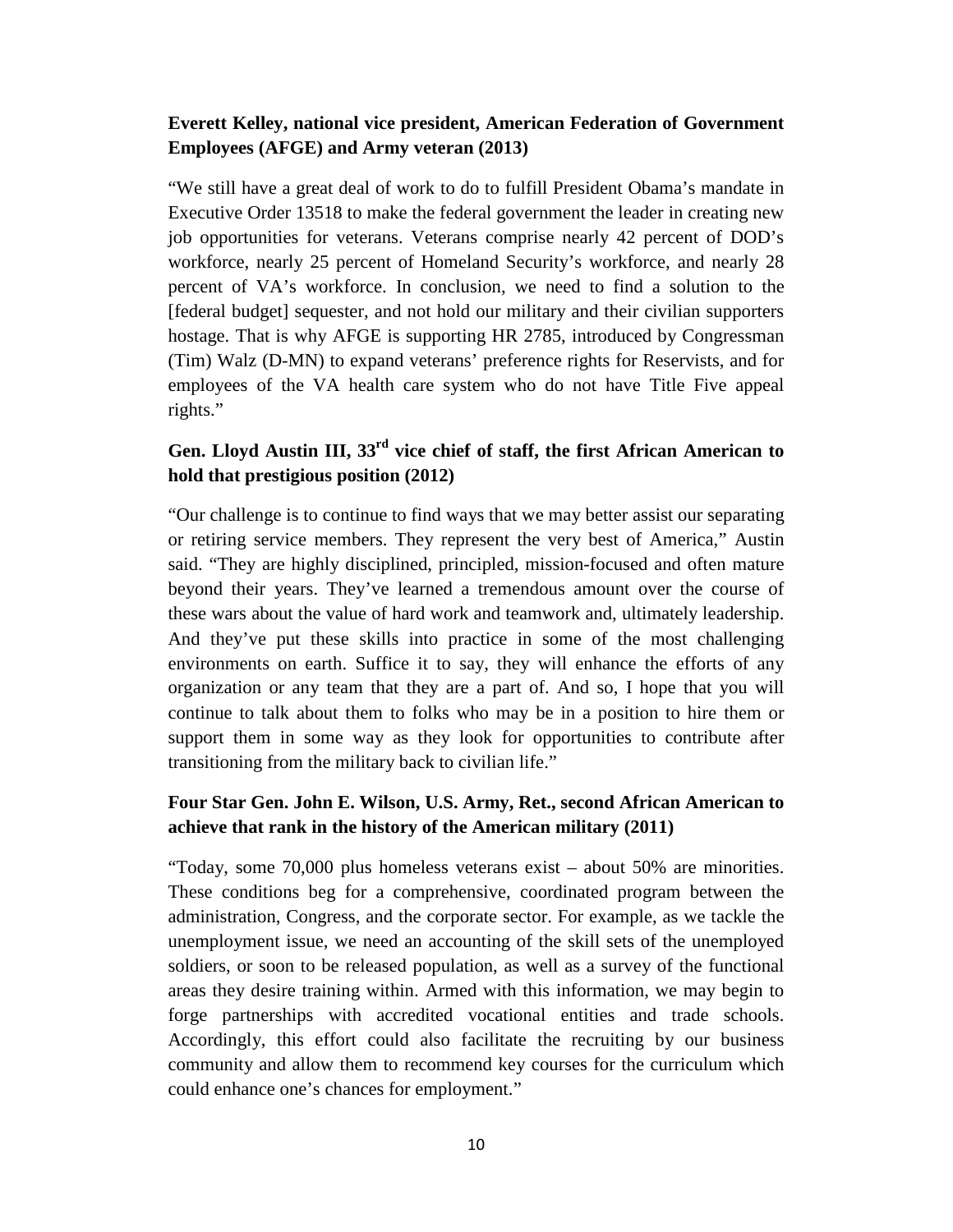**Everett Kelley, national vice president, American Federation of Government Employees (AFGE) and Army veteran (2013)**

"We still have a great deal of work to do to fulfill President Obama's mandate in Executive Order 13518 to make the federal government the leader in creating new job opportunities for veterans. Veterans comprise nearly 42 percent of DOD's workforce, nearly 25 percent of Homeland Security's workforce, and nearly 28 percent of VA's workforce. In conclusion, we need to find a solution to the [federal budget] sequester, and not hold our military and their civilian supporters hostage. That is why AFGE is supporting HR 2785, introduced by Congressman (Tim) Walz (D-MN) to expand veterans' preference rights for Reservists, and for employees of the VA health care system who do not have Title Five appeal rights."

**Gen. Lloyd Austin III, 33rd vice chief of staff, the first African American to hold that prestigious position (2012)**

"Our challenge is to continue to find ways that we may better assist our separating or retiring service members. They represent the very best of America," Austin said. "They are highly disciplined, principled, mission-focused and often mature beyond their years. They've learned a tremendous amount over the course of these wars about the value of hard work and teamwork and, ultimately leadership. And they've put these skills into practice in some of the most challenging environments on earth. Suffice it to say, they will enhance the efforts of any organization or any team that they are a part of. And so, I hope that you will continue to talk about them to folks who may be in a position to hire them or support them in some way as they look for opportunities to contribute after transitioning from the military back to civilian life."

**Four Star Gen. John E. Wilson, U.S. Army, Ret., second African American to achieve that rank in the history of the American military (2011)**

"Today, some 70,000 plus homeless veterans exist – about 50% are minorities. These conditions beg for a comprehensive, coordinated program between the administration, Congress, and the corporate sector. For example, as we tackle the unemployment issue, we need an accounting of the skill sets of the unemployed soldiers, or soon to be released population, as well as a survey of the functional areas they desire training within. Armed with this information, we may begin to forge partnerships with accredited vocational entities and trade schools. Accordingly, this effort could also facilitate the recruiting by our business community and allow them to recommend key courses for the curriculum which could enhance one's chances for employment."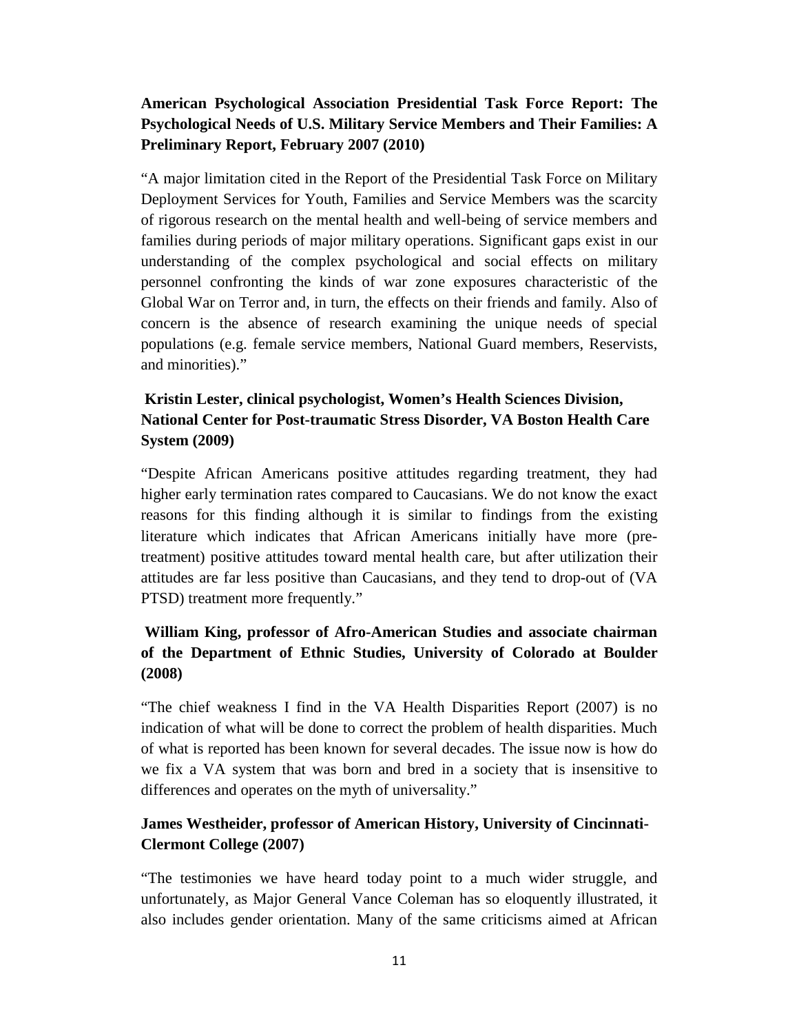**American Psychological Association Presidential Task Force Report: The Psychological Needs of U.S. Military Service Members and Their Families: A Preliminary Report, February 2007 (2010)**

"A major limitation cited in the Report of the Presidential Task Force on Military Deployment Services for Youth, Families and Service Members was the scarcity of rigorous research on the mental health and well-being of service members and families during periods of major military operations. Significant gaps exist in our understanding of the complex psychological and social effects on military personnel confronting the kinds of war zone exposures characteristic of the Global War on Terror and, in turn, the effects on their friends and family. Also of concern is the absence of research examining the unique needs of special populations (e.g. female service members, National Guard members, Reservists, and minorities)."

**Kristin Lester, clinical psychologist, Women's Health Sciences Division, National Center for Post-traumatic Stress Disorder, VA Boston Health Care System (2009)**

"Despite African Americans positive attitudes regarding treatment, they had higher early termination rates compared to Caucasians. We do not know the exact reasons for this finding although it is similar to findings from the existing literature which indicates that African Americans initially have more (pre-treatment) positive attitudes toward mental health care, but after utilization their attitudes are far less positive than Caucasians, and they tend to drop-out of (VA PTSD) treatment more frequently."

**William King, professor of Afro-American Studies and associate chairman of the Department of Ethnic Studies, University of Colorado at Boulder (2008)**

"The chief weakness I find in the VA Health Disparities Report (2007) is no indication of what will be done to correct the problem of health disparities. Much of what is reported has been known for several decades. The issue now is how do we fix a VA system that was born and bred in a society that is insensitive to differences and operates on the myth of universality."

**James Westheider, professor of American History, University of Cincinnati-Clermont College (2007)**

"The testimonies we have heard today point to a much wider struggle, and unfortunately, as Major General Vance Coleman has so eloquently illustrated, it also includes gender orientation. Many of the same criticisms aimed at African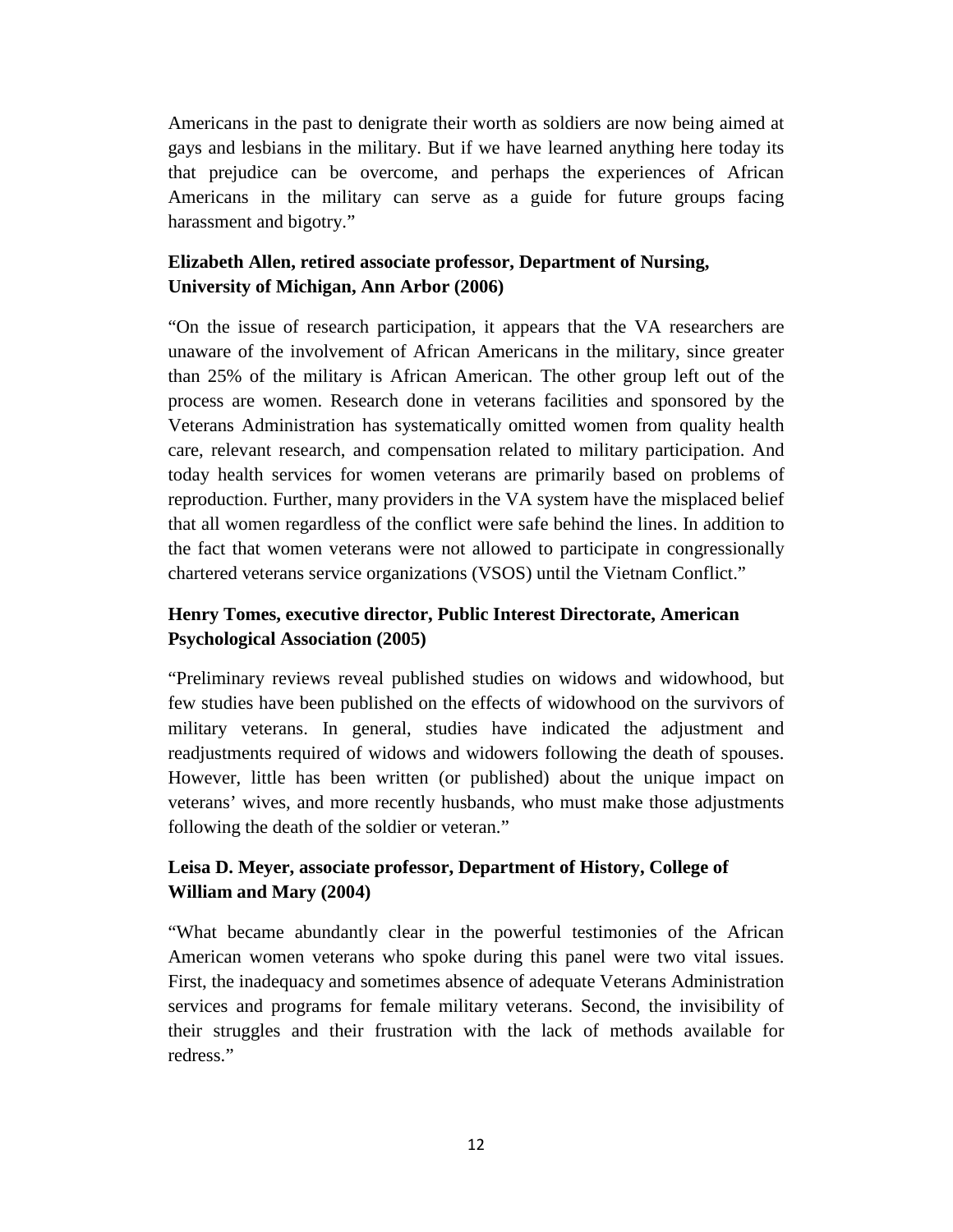Americans in the past to denigrate their worth as soldiers are now being aimed at gays and lesbians in the military. But if we have learned anything here today its that prejudice can be overcome, and perhaps the experiences of African Americans in the military can serve as a guide for future groups facing harassment and bigotry."

**Elizabeth Allen, retired associate professor, Department of Nursing, University of Michigan, Ann Arbor (2006)**

"On the issue of research participation, it appears that the VA researchers are unaware of the involvement of African Americans in the military, since greater than 25% of the military is African American. The other group left out of the process are women. Research done in veterans facilities and sponsored by the Veterans Administration has systematically omitted women from quality health care, relevant research, and compensation related to military participation. And today health services for women veterans are primarily based on problems of reproduction. Further, many providers in the VA system have the misplaced belief that all women regardless of the conflict were safe behind the lines. In addition to the fact that women veterans were not allowed to participate in congressionally chartered veterans service organizations (VSOS) until the Vietnam Conflict."

**Henry Tomes, executive director, Public Interest Directorate, American Psychological Association (2005)**

"Preliminary reviews reveal published studies on widows and widowhood, but few studies have been published on the effects of widowhood on the survivors of military veterans. In general, studies have indicated the adjustment and readjustments required of widows and widowers following the death of spouses. However, little has been written (or published) about the unique impact on veterans' wives, and more recently husbands, who must make those adjustments following the death of the soldier or veteran."

**Leisa D. Meyer, associate professor, Department of History, College of William and Mary (2004)**

"What became abundantly clear in the powerful testimonies of the African American women veterans who spoke during this panel were two vital issues. First, the inadequacy and sometimes absence of adequate Veterans Administration services and programs for female military veterans. Second, the invisibility of their struggles and their frustration with the lack of methods available for redress."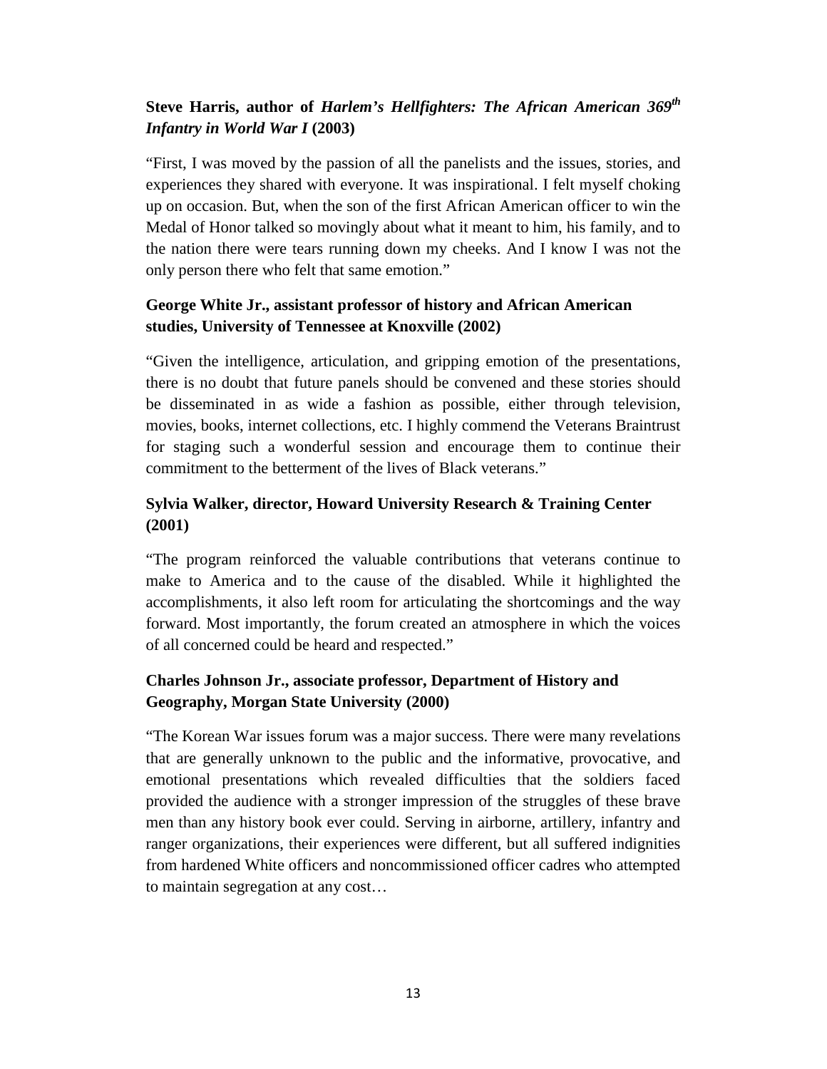**Steve Harris, author of *Harlem's Hellfighters: The African American 369th Infantry in World War I* (2003)**

"First, I was moved by the passion of all the panelists and the issues, stories, and experiences they shared with everyone. It was inspirational. I felt myself choking up on occasion. But, when the son of the first African American officer to win the Medal of Honor talked so movingly about what it meant to him, his family, and to the nation there were tears running down my cheeks. And I know I was not the only person there who felt that same emotion."

**George White Jr., assistant professor of history and African American studies, University of Tennessee at Knoxville (2002)**

"Given the intelligence, articulation, and gripping emotion of the presentations, there is no doubt that future panels should be convened and these stories should be disseminated in as wide a fashion as possible, either through television, movies, books, internet collections, etc. I highly commend the Veterans Braintrust for staging such a wonderful session and encourage them to continue their commitment to the betterment of the lives of Black veterans."

**Sylvia Walker, director, Howard University Research & Training Center (2001)**

"The program reinforced the valuable contributions that veterans continue to make to America and to the cause of the disabled. While it highlighted the accomplishments, it also left room for articulating the shortcomings and the way forward. Most importantly, the forum created an atmosphere in which the voices of all concerned could be heard and respected."

**Charles Johnson Jr., associate professor, Department of History and Geography, Morgan State University (2000)**

"The Korean War issues forum was a major success. There were many revelations that are generally unknown to the public and the informative, provocative, and emotional presentations which revealed difficulties that the soldiers faced provided the audience with a stronger impression of the struggles of these brave men than any history book ever could. Serving in airborne, artillery, infantry and ranger organizations, their experiences were different, but all suffered indignities from hardened White officers and noncommissioned officer cadres who attempted to maintain segregation at any cost…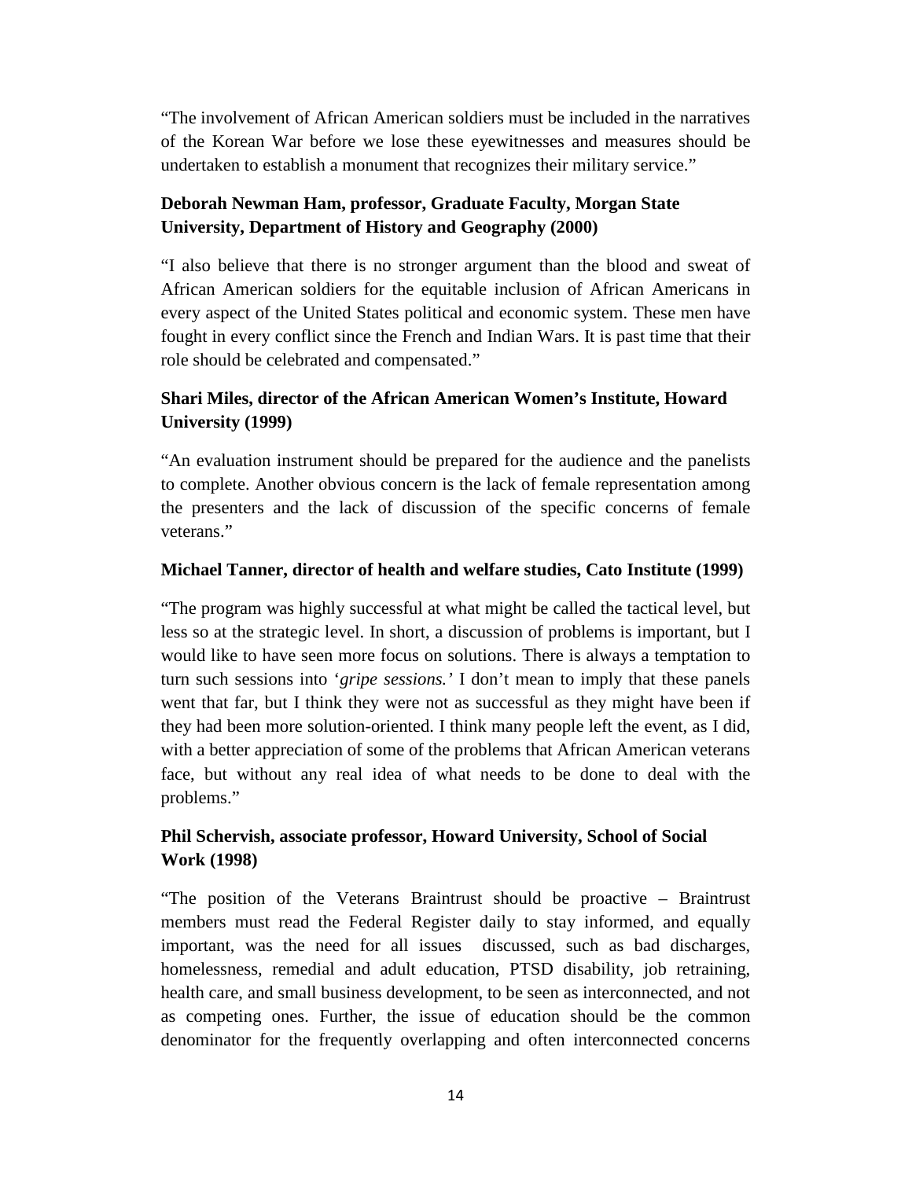"The involvement of African American soldiers must be included in the narratives of the Korean War before we lose these eyewitnesses and measures should be undertaken to establish a monument that recognizes their military service."

**Deborah Newman Ham, professor, Graduate Faculty, Morgan State University, Department of History and Geography (2000)**

"I also believe that there is no stronger argument than the blood and sweat of African American soldiers for the equitable inclusion of African Americans in every aspect of the United States political and economic system. These men have fought in every conflict since the French and Indian Wars. It is past time that their role should be celebrated and compensated."

**Shari Miles, director of the African American Women's Institute, Howard University (1999)**

"An evaluation instrument should be prepared for the audience and the panelists to complete. Another obvious concern is the lack of female representation among the presenters and the lack of discussion of the specific concerns of female veterans."

**Michael Tanner, director of health and welfare studies, Cato Institute (1999)**

"The program was highly successful at what might be called the tactical level, but less so at the strategic level. In short, a discussion of problems is important, but I would like to have seen more focus on solutions. There is always a temptation to turn such sessions into '*gripe sessions.'* I don't mean to imply that these panels went that far, but I think they were not as successful as they might have been if they had been more solution-oriented. I think many people left the event, as I did, with a better appreciation of some of the problems that African American veterans face, but without any real idea of what needs to be done to deal with the problems."

**Phil Schervish, associate professor, Howard University, School of Social Work (1998)**

"The position of the Veterans Braintrust should be proactive – Braintrust members must read the Federal Register daily to stay informed, and equally important, was the need for all issues discussed, such as bad discharges, homelessness, remedial and adult education, PTSD disability, job retraining, health care, and small business development, to be seen as interconnected, and not as competing ones. Further, the issue of education should be the common denominator for the frequently overlapping and often interconnected concerns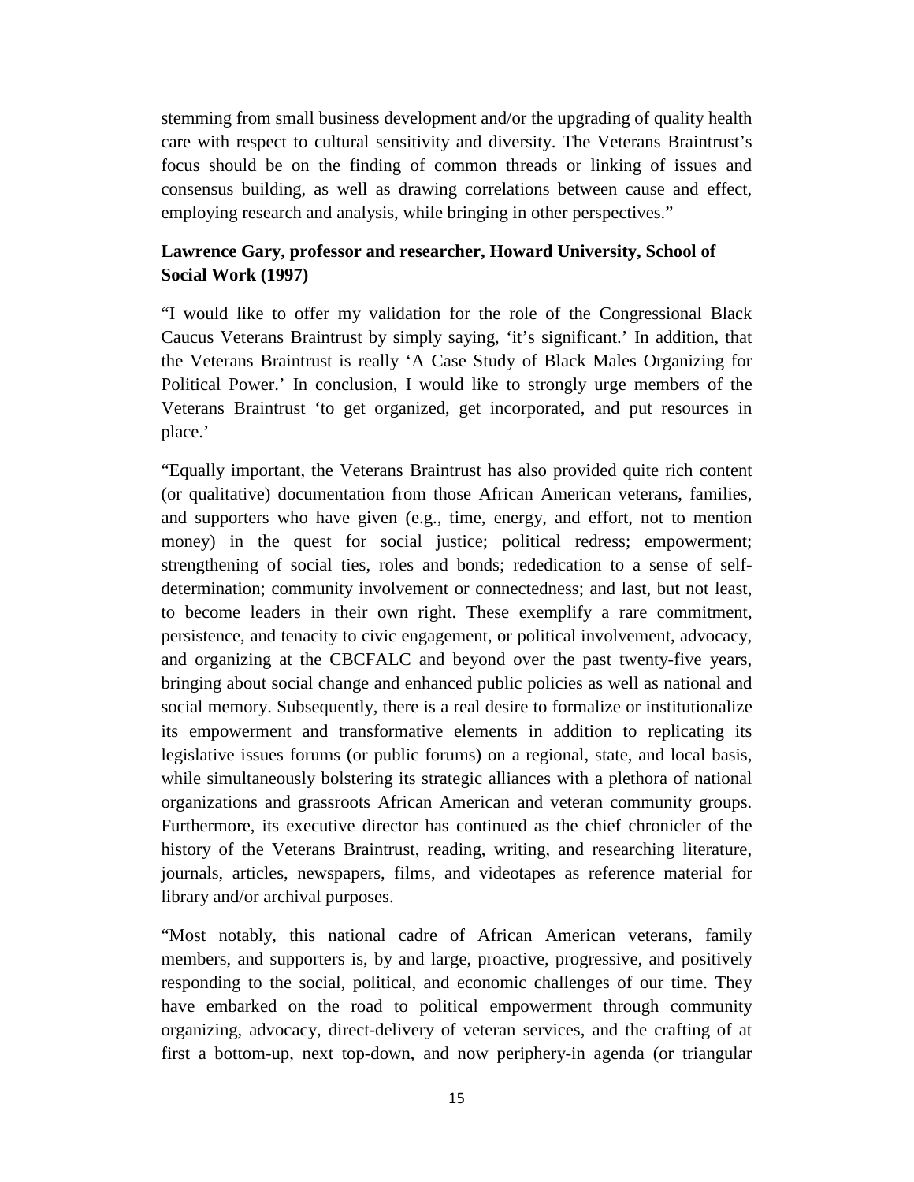stemming from small business development and/or the upgrading of quality health care with respect to cultural sensitivity and diversity. The Veterans Braintrust's focus should be on the finding of common threads or linking of issues and consensus building, as well as drawing correlations between cause and effect, employing research and analysis, while bringing in other perspectives."

**Lawrence Gary, professor and researcher, Howard University, School of Social Work (1997)**

"I would like to offer my validation for the role of the Congressional Black Caucus Veterans Braintrust by simply saying, 'it's significant.' In addition, that the Veterans Braintrust is really 'A Case Study of Black Males Organizing for Political Power.' In conclusion, I would like to strongly urge members of the Veterans Braintrust 'to get organized, get incorporated, and put resources in place.'

"Equally important, the Veterans Braintrust has also provided quite rich content (or qualitative) documentation from those African American veterans, families, and supporters who have given (e.g., time, energy, and effort, not to mention money) in the quest for social justice; political redress; empowerment; strengthening of social ties, roles and bonds; rededication to a sense of self-determination; community involvement or connectedness; and last, but not least, to become leaders in their own right. These exemplify a rare commitment, persistence, and tenacity to civic engagement, or political involvement, advocacy, and organizing at the CBCFALC and beyond over the past twenty-five years, bringing about social change and enhanced public policies as well as national and social memory. Subsequently, there is a real desire to formalize or institutionalize its empowerment and transformative elements in addition to replicating its legislative issues forums (or public forums) on a regional, state, and local basis, while simultaneously bolstering its strategic alliances with a plethora of national organizations and grassroots African American and veteran community groups. Furthermore, its executive director has continued as the chief chronicler of the history of the Veterans Braintrust, reading, writing, and researching literature, journals, articles, newspapers, films, and videotapes as reference material for library and/or archival purposes.

"Most notably, this national cadre of African American veterans, family members, and supporters is, by and large, proactive, progressive, and positively responding to the social, political, and economic challenges of our time. They have embarked on the road to political empowerment through community organizing, advocacy, direct-delivery of veteran services, and the crafting of at first a bottom-up, next top-down, and now periphery-in agenda (or triangular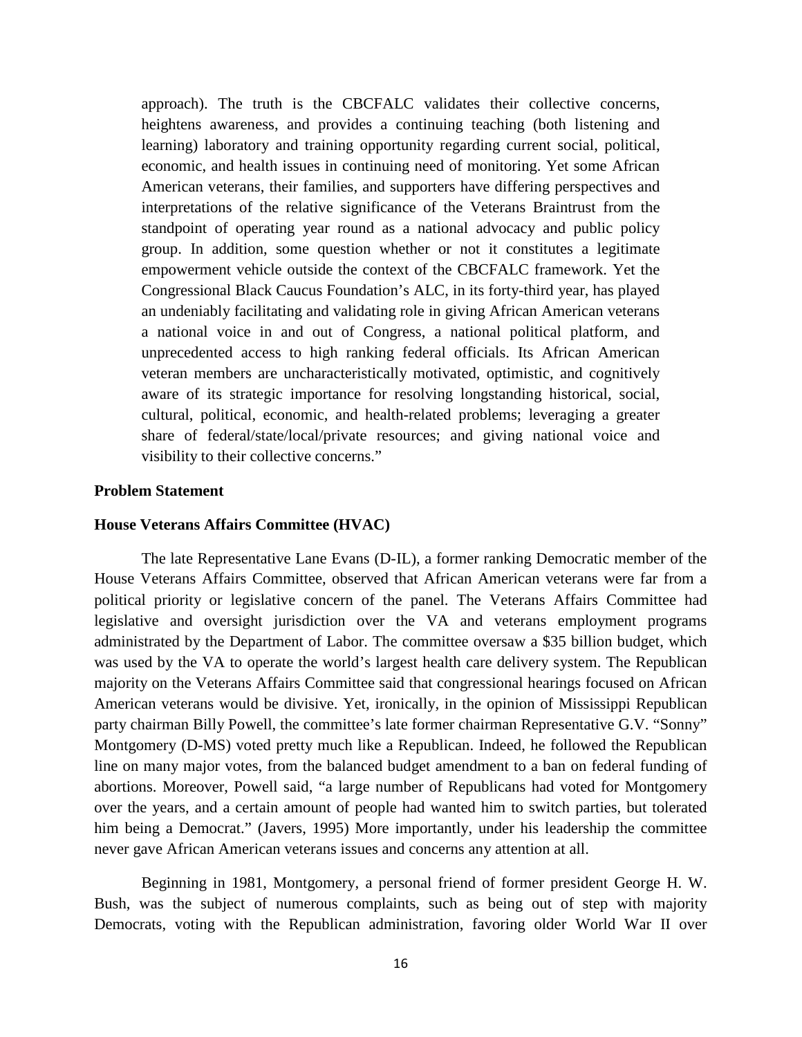approach). The truth is the CBCFALC validates their collective concerns, heightens awareness, and provides a continuing teaching (both listening and learning) laboratory and training opportunity regarding current social, political, economic, and health issues in continuing need of monitoring. Yet some African American veterans, their families, and supporters have differing perspectives and interpretations of the relative significance of the Veterans Braintrust from the standpoint of operating year round as a national advocacy and public policy group. In addition, some question whether or not it constitutes a legitimate empowerment vehicle outside the context of the CBCFALC framework. Yet the Congressional Black Caucus Foundation's ALC, in its forty-third year, has played an undeniably facilitating and validating role in giving African American veterans a national voice in and out of Congress, a national political platform, and unprecedented access to high ranking federal officials. Its African American veteran members are uncharacteristically motivated, optimistic, and cognitively aware of its strategic importance for resolving longstanding historical, social, cultural, political, economic, and health-related problems; leveraging a greater share of federal/state/local/private resources; and giving national voice and visibility to their collective concerns."

**Problem Statement**

**House Veterans Affairs Committee (HVAC)**

The late Representative Lane Evans (D-IL), a former ranking Democratic member of the House Veterans Affairs Committee, observed that African American veterans were far from a political priority or legislative concern of the panel. The Veterans Affairs Committee had legislative and oversight jurisdiction over the VA and veterans employment programs administrated by the Department of Labor. The committee oversaw a $35 billion budget, which was used by the VA to operate the world's largest health care delivery system. The Republican majority on the Veterans Affairs Committee said that congressional hearings focused on African American veterans would be divisive. Yet, ironically, in the opinion of Mississippi Republican party chairman Billy Powell, the committee's late former chairman Representative G.V. "Sonny" Montgomery (D-MS) voted pretty much like a Republican. Indeed, he followed the Republican line on many major votes, from the balanced budget amendment to a ban on federal funding of abortions. Moreover, Powell said, "a large number of Republicans had voted for Montgomery over the years, and a certain amount of people had wanted him to switch parties, but tolerated him being a Democrat." (Javers, 1995) More importantly, under his leadership the committee never gave African American veterans issues and concerns any attention at all.

Beginning in 1981, Montgomery, a personal friend of former president George H. W. Bush, was the subject of numerous complaints, such as being out of step with majority Democrats, voting with the Republican administration, favoring older World War II over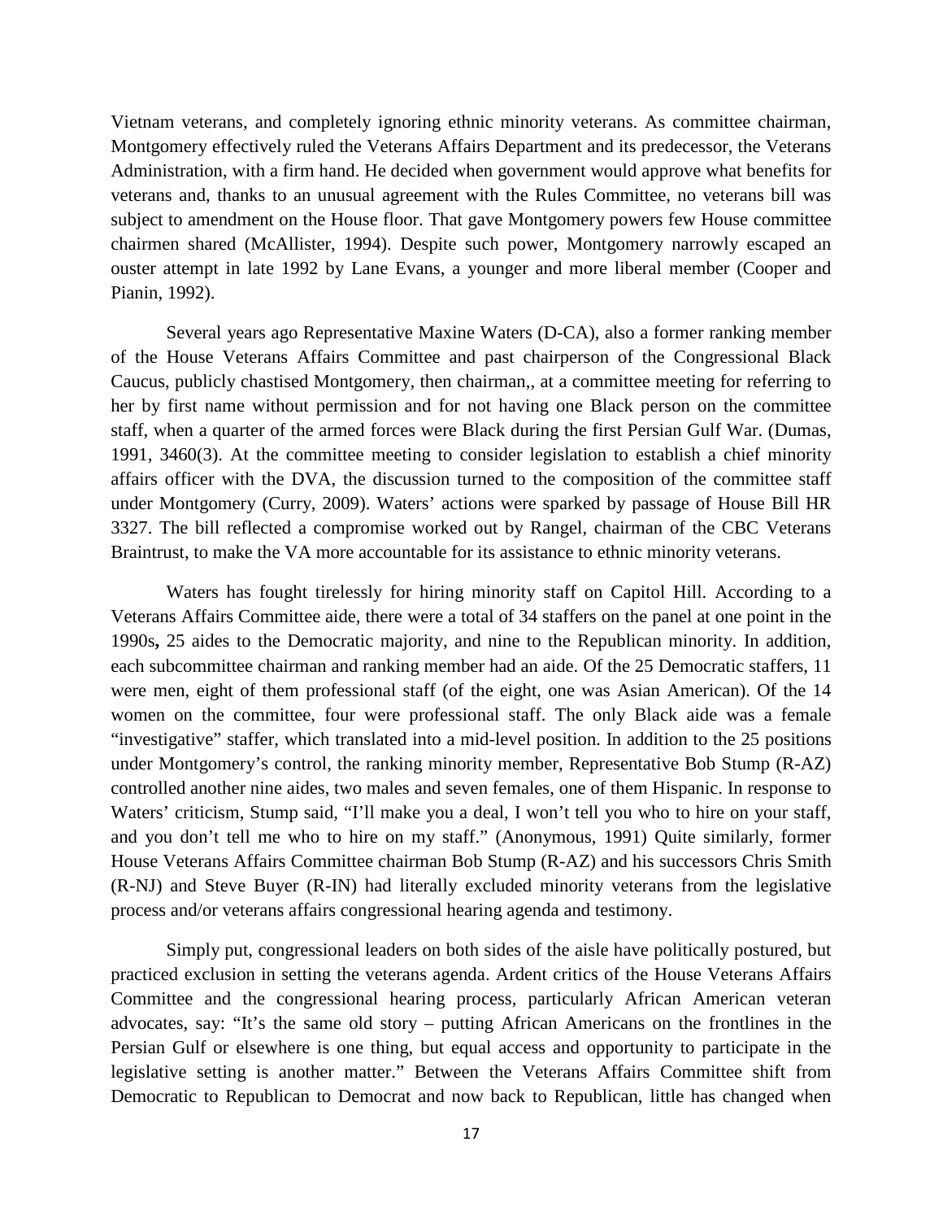Vietnam veterans, and completely ignoring ethnic minority veterans. As committee chairman, Montgomery effectively ruled the Veterans Affairs Department and its predecessor, the Veterans Administration, with a firm hand. He decided when government would approve what benefits for veterans and, thanks to an unusual agreement with the Rules Committee, no veterans bill was subject to amendment on the House floor. That gave Montgomery powers few House committee chairmen shared (McAllister, 1994). Despite such power, Montgomery narrowly escaped an ouster attempt in late 1992 by Lane Evans, a younger and more liberal member (Cooper and Pianin, 1992).

Several years ago Representative Maxine Waters (D-CA), also a former ranking member of the House Veterans Affairs Committee and past chairperson of the Congressional Black Caucus, publicly chastised Montgomery, then chairman,, at a committee meeting for referring to her by first name without permission and for not having one Black person on the committee staff, when a quarter of the armed forces were Black during the first Persian Gulf War. (Dumas, 1991, 3460(3). At the committee meeting to consider legislation to establish a chief minority affairs officer with the DVA, the discussion turned to the composition of the committee staff under Montgomery (Curry, 2009). Waters' actions were sparked by passage of House Bill HR 3327. The bill reflected a compromise worked out by Rangel, chairman of the CBC Veterans Braintrust, to make the VA more accountable for its assistance to ethnic minority veterans.

Waters has fought tirelessly for hiring minority staff on Capitol Hill. According to a Veterans Affairs Committee aide, there were a total of 34 staffers on the panel at one point in the 1990s**,** 25 aides to the Democratic majority, and nine to the Republican minority. In addition, each subcommittee chairman and ranking member had an aide. Of the 25 Democratic staffers, 11 were men, eight of them professional staff (of the eight, one was Asian American). Of the 14 women on the committee, four were professional staff. The only Black aide was a female "investigative" staffer, which translated into a mid-level position. In addition to the 25 positions under Montgomery's control, the ranking minority member, Representative Bob Stump (R-AZ) controlled another nine aides, two males and seven females, one of them Hispanic. In response to Waters' criticism, Stump said, "I'll make you a deal, I won't tell you who to hire on your staff, and you don't tell me who to hire on my staff." (Anonymous, 1991) Quite similarly, former House Veterans Affairs Committee chairman Bob Stump (R-AZ) and his successors Chris Smith (R-NJ) and Steve Buyer (R-IN) had literally excluded minority veterans from the legislative process and/or veterans affairs congressional hearing agenda and testimony.

Simply put, congressional leaders on both sides of the aisle have politically postured, but practiced exclusion in setting the veterans agenda. Ardent critics of the House Veterans Affairs Committee and the congressional hearing process, particularly African American veteran advocates, say: "It's the same old story – putting African Americans on the frontlines in the Persian Gulf or elsewhere is one thing, but equal access and opportunity to participate in the legislative setting is another matter." Between the Veterans Affairs Committee shift from Democratic to Republican to Democrat and now back to Republican, little has changed when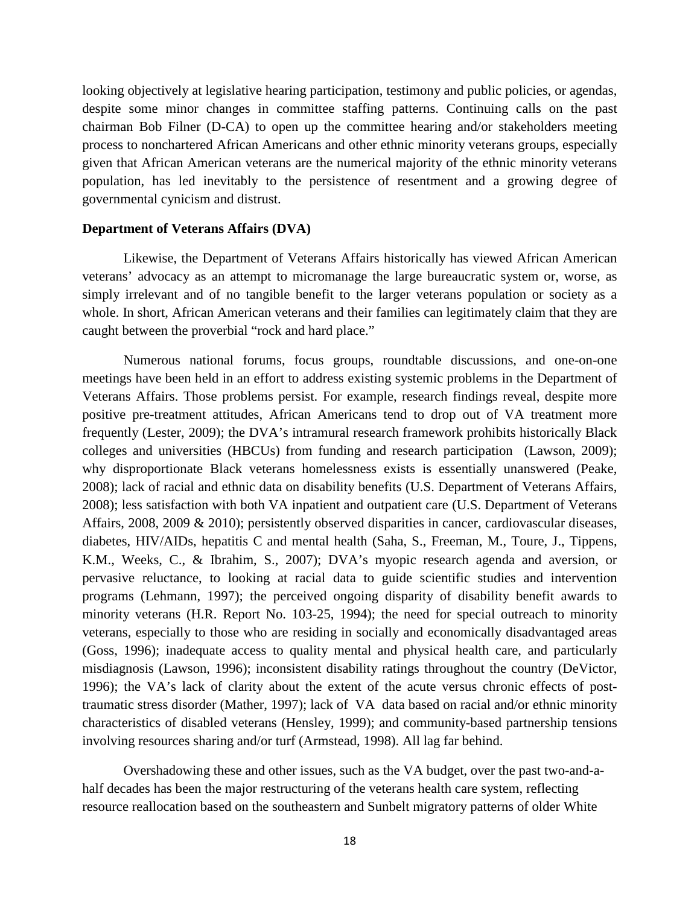looking objectively at legislative hearing participation, testimony and public policies, or agendas, despite some minor changes in committee staffing patterns. Continuing calls on the past chairman Bob Filner (D-CA) to open up the committee hearing and/or stakeholders meeting process to nonchartered African Americans and other ethnic minority veterans groups, especially given that African American veterans are the numerical majority of the ethnic minority veterans population, has led inevitably to the persistence of resentment and a growing degree of governmental cynicism and distrust.

**Department of Veterans Affairs (DVA)**

Likewise, the Department of Veterans Affairs historically has viewed African American veterans' advocacy as an attempt to micromanage the large bureaucratic system or, worse, as simply irrelevant and of no tangible benefit to the larger veterans population or society as a whole. In short, African American veterans and their families can legitimately claim that they are caught between the proverbial "rock and hard place."

Numerous national forums, focus groups, roundtable discussions, and one-on-one meetings have been held in an effort to address existing systemic problems in the Department of Veterans Affairs. Those problems persist. For example, research findings reveal, despite more positive pre-treatment attitudes, African Americans tend to drop out of VA treatment more frequently (Lester, 2009); the DVA's intramural research framework prohibits historically Black colleges and universities (HBCUs) from funding and research participation (Lawson, 2009); why disproportionate Black veterans homelessness exists is essentially unanswered (Peake, 2008); lack of racial and ethnic data on disability benefits (U.S. Department of Veterans Affairs, 2008); less satisfaction with both VA inpatient and outpatient care (U.S. Department of Veterans Affairs, 2008, 2009 & 2010); persistently observed disparities in cancer, cardiovascular diseases, diabetes, HIV/AIDs, hepatitis C and mental health (Saha, S., Freeman, M., Toure, J., Tippens, K.M., Weeks, C., & Ibrahim, S., 2007); DVA's myopic research agenda and aversion, or pervasive reluctance, to looking at racial data to guide scientific studies and intervention programs (Lehmann, 1997); the perceived ongoing disparity of disability benefit awards to minority veterans (H.R. Report No. 103-25, 1994); the need for special outreach to minority veterans, especially to those who are residing in socially and economically disadvantaged areas (Goss, 1996); inadequate access to quality mental and physical health care, and particularly misdiagnosis (Lawson, 1996); inconsistent disability ratings throughout the country (DeVictor, 1996); the VA's lack of clarity about the extent of the acute versus chronic effects of post-traumatic stress disorder (Mather, 1997); lack of VA data based on racial and/or ethnic minority characteristics of disabled veterans (Hensley, 1999); and community-based partnership tensions involving resources sharing and/or turf (Armstead, 1998). All lag far behind.

Overshadowing these and other issues, such as the VA budget, over the past two-and-a-half decades has been the major restructuring of the veterans health care system, reflecting resource reallocation based on the southeastern and Sunbelt migratory patterns of older White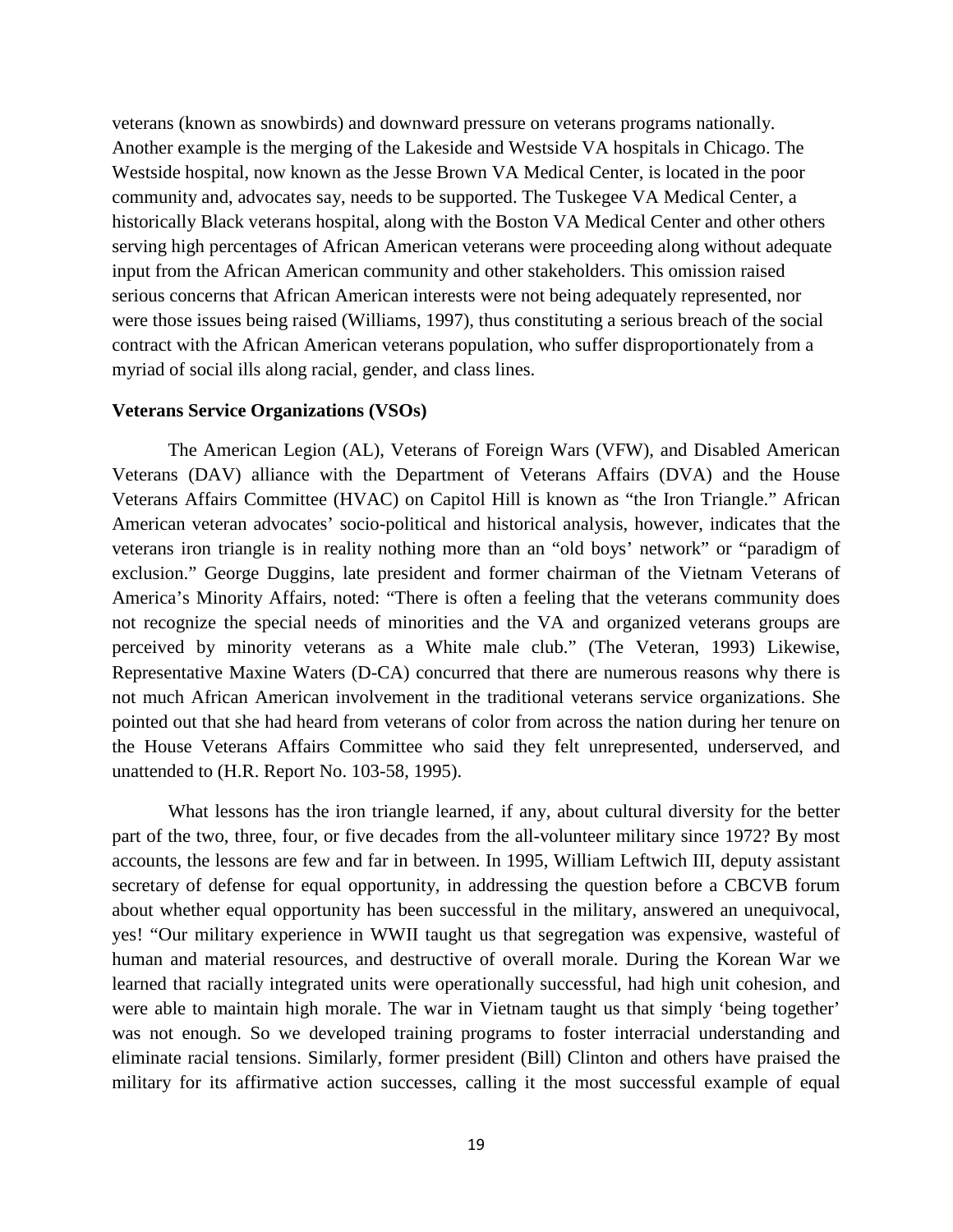veterans (known as snowbirds) and downward pressure on veterans programs nationally. Another example is the merging of the Lakeside and Westside VA hospitals in Chicago. The Westside hospital, now known as the Jesse Brown VA Medical Center, is located in the poor community and, advocates say, needs to be supported. The Tuskegee VA Medical Center, a historically Black veterans hospital, along with the Boston VA Medical Center and other others serving high percentages of African American veterans were proceeding along without adequate input from the African American community and other stakeholders. This omission raised serious concerns that African American interests were not being adequately represented, nor were those issues being raised (Williams, 1997), thus constituting a serious breach of the social contract with the African American veterans population, who suffer disproportionately from a myriad of social ills along racial, gender, and class lines.

**Veterans Service Organizations (VSOs)**

The American Legion (AL), Veterans of Foreign Wars (VFW), and Disabled American Veterans (DAV) alliance with the Department of Veterans Affairs (DVA) and the House Veterans Affairs Committee (HVAC) on Capitol Hill is known as "the Iron Triangle." African American veteran advocates' socio-political and historical analysis, however, indicates that the veterans iron triangle is in reality nothing more than an "old boys' network" or "paradigm of exclusion." George Duggins, late president and former chairman of the Vietnam Veterans of America's Minority Affairs, noted: "There is often a feeling that the veterans community does not recognize the special needs of minorities and the VA and organized veterans groups are perceived by minority veterans as a White male club." (The Veteran, 1993) Likewise, Representative Maxine Waters (D-CA) concurred that there are numerous reasons why there is not much African American involvement in the traditional veterans service organizations. She pointed out that she had heard from veterans of color from across the nation during her tenure on the House Veterans Affairs Committee who said they felt unrepresented, underserved, and unattended to (H.R. Report No. 103-58, 1995).

What lessons has the iron triangle learned, if any, about cultural diversity for the better part of the two, three, four, or five decades from the all-volunteer military since 1972? By most accounts, the lessons are few and far in between. In 1995, William Leftwich III, deputy assistant secretary of defense for equal opportunity, in addressing the question before a CBCVB forum about whether equal opportunity has been successful in the military, answered an unequivocal, yes! "Our military experience in WWII taught us that segregation was expensive, wasteful of human and material resources, and destructive of overall morale. During the Korean War we learned that racially integrated units were operationally successful, had high unit cohesion, and were able to maintain high morale. The war in Vietnam taught us that simply 'being together' was not enough. So we developed training programs to foster interracial understanding and eliminate racial tensions. Similarly, former president (Bill) Clinton and others have praised the military for its affirmative action successes, calling it the most successful example of equal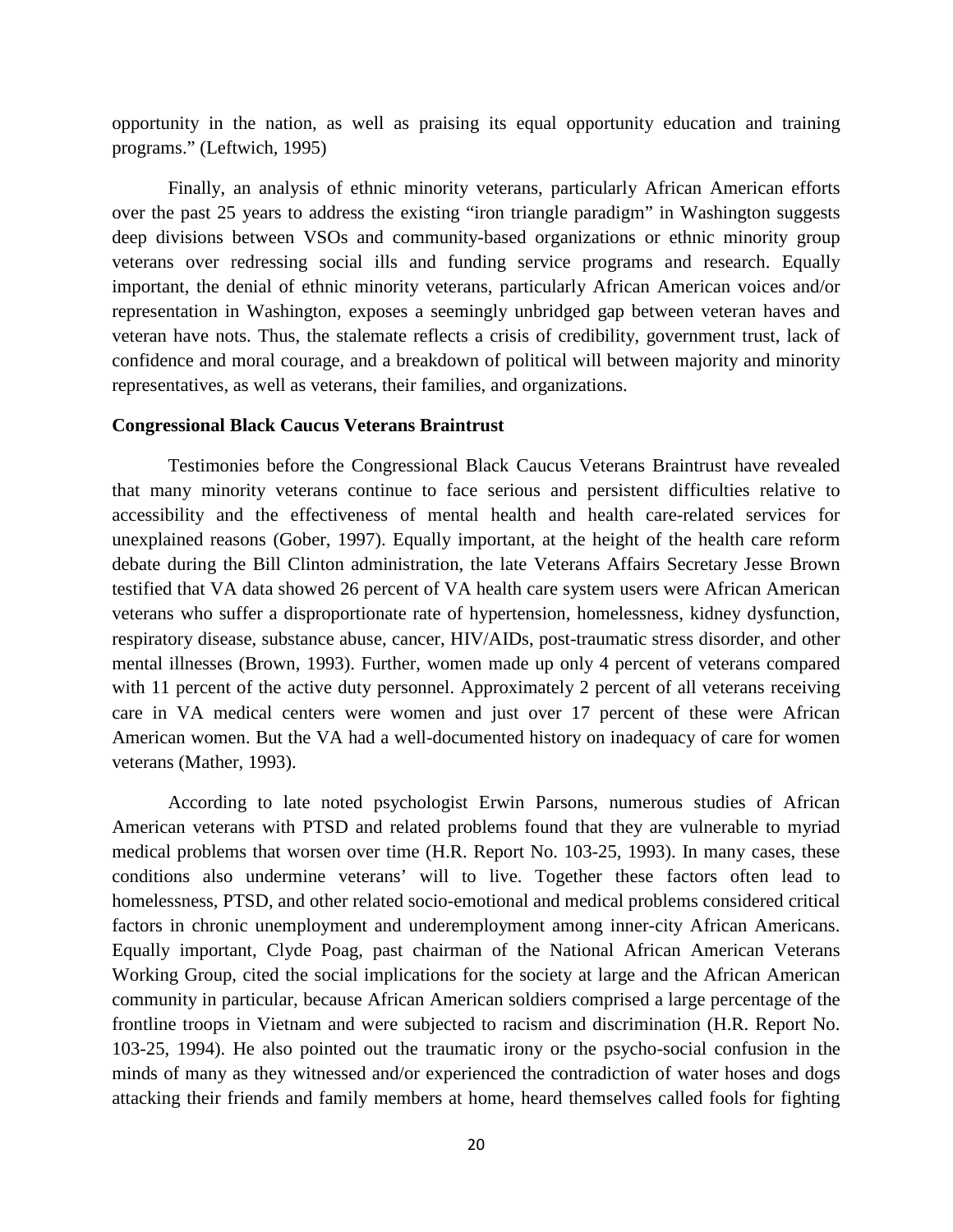opportunity in the nation, as well as praising its equal opportunity education and training programs." (Leftwich, 1995)

Finally, an analysis of ethnic minority veterans, particularly African American efforts over the past 25 years to address the existing "iron triangle paradigm" in Washington suggests deep divisions between VSOs and community-based organizations or ethnic minority group veterans over redressing social ills and funding service programs and research. Equally important, the denial of ethnic minority veterans, particularly African American voices and/or representation in Washington, exposes a seemingly unbridged gap between veteran haves and veteran have nots. Thus, the stalemate reflects a crisis of credibility, government trust, lack of confidence and moral courage, and a breakdown of political will between majority and minority representatives, as well as veterans, their families, and organizations.

**Congressional Black Caucus Veterans Braintrust**

Testimonies before the Congressional Black Caucus Veterans Braintrust have revealed that many minority veterans continue to face serious and persistent difficulties relative to accessibility and the effectiveness of mental health and health care-related services for unexplained reasons (Gober, 1997). Equally important, at the height of the health care reform debate during the Bill Clinton administration, the late Veterans Affairs Secretary Jesse Brown testified that VA data showed 26 percent of VA health care system users were African American veterans who suffer a disproportionate rate of hypertension, homelessness, kidney dysfunction, respiratory disease, substance abuse, cancer, HIV/AIDs, post-traumatic stress disorder, and other mental illnesses (Brown, 1993). Further, women made up only 4 percent of veterans compared with 11 percent of the active duty personnel. Approximately 2 percent of all veterans receiving care in VA medical centers were women and just over 17 percent of these were African American women. But the VA had a well-documented history on inadequacy of care for women veterans (Mather, 1993).

According to late noted psychologist Erwin Parsons, numerous studies of African American veterans with PTSD and related problems found that they are vulnerable to myriad medical problems that worsen over time (H.R. Report No. 103-25, 1993). In many cases, these conditions also undermine veterans' will to live. Together these factors often lead to homelessness, PTSD, and other related socio-emotional and medical problems considered critical factors in chronic unemployment and underemployment among inner-city African Americans. Equally important, Clyde Poag, past chairman of the National African American Veterans Working Group, cited the social implications for the society at large and the African American community in particular, because African American soldiers comprised a large percentage of the frontline troops in Vietnam and were subjected to racism and discrimination (H.R. Report No. 103-25, 1994). He also pointed out the traumatic irony or the psycho-social confusion in the minds of many as they witnessed and/or experienced the contradiction of water hoses and dogs attacking their friends and family members at home, heard themselves called fools for fighting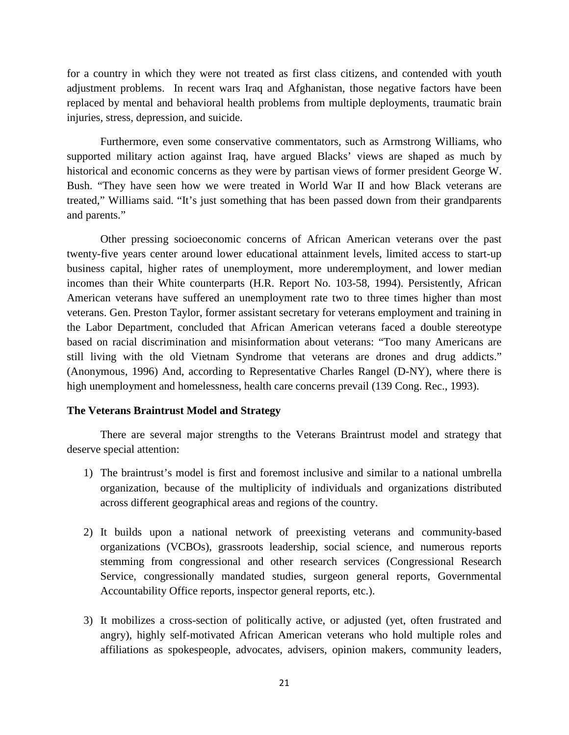for a country in which they were not treated as first class citizens, and contended with youth adjustment problems. In recent wars Iraq and Afghanistan, those negative factors have been replaced by mental and behavioral health problems from multiple deployments, traumatic brain injuries, stress, depression, and suicide.

Furthermore, even some conservative commentators, such as Armstrong Williams, who supported military action against Iraq, have argued Blacks' views are shaped as much by historical and economic concerns as they were by partisan views of former president George W. Bush. "They have seen how we were treated in World War II and how Black veterans are treated," Williams said. "It's just something that has been passed down from their grandparents and parents."

Other pressing socioeconomic concerns of African American veterans over the past twenty-five years center around lower educational attainment levels, limited access to start-up business capital, higher rates of unemployment, more underemployment, and lower median incomes than their White counterparts (H.R. Report No. 103-58, 1994). Persistently, African American veterans have suffered an unemployment rate two to three times higher than most veterans. Gen. Preston Taylor, former assistant secretary for veterans employment and training in the Labor Department, concluded that African American veterans faced a double stereotype based on racial discrimination and misinformation about veterans: "Too many Americans are still living with the old Vietnam Syndrome that veterans are drones and drug addicts." (Anonymous, 1996) And, according to Representative Charles Rangel (D-NY), where there is high unemployment and homelessness, health care concerns prevail (139 Cong. Rec., 1993).

**The Veterans Braintrust Model and Strategy**

There are several major strengths to the Veterans Braintrust model and strategy that deserve special attention:

1) The braintrust's model is first and foremost inclusive and similar to a national umbrella organization, because of the multiplicity of individuals and organizations distributed across different geographical areas and regions of the country.

2) It builds upon a national network of preexisting veterans and community-based organizations (VCBOs), grassroots leadership, social science, and numerous reports stemming from congressional and other research services (Congressional Research Service, congressionally mandated studies, surgeon general reports, Governmental Accountability Office reports, inspector general reports, etc.).

3) It mobilizes a cross-section of politically active, or adjusted (yet, often frustrated and angry), highly self-motivated African American veterans who hold multiple roles and affiliations as spokespeople, advocates, advisers, opinion makers, community leaders,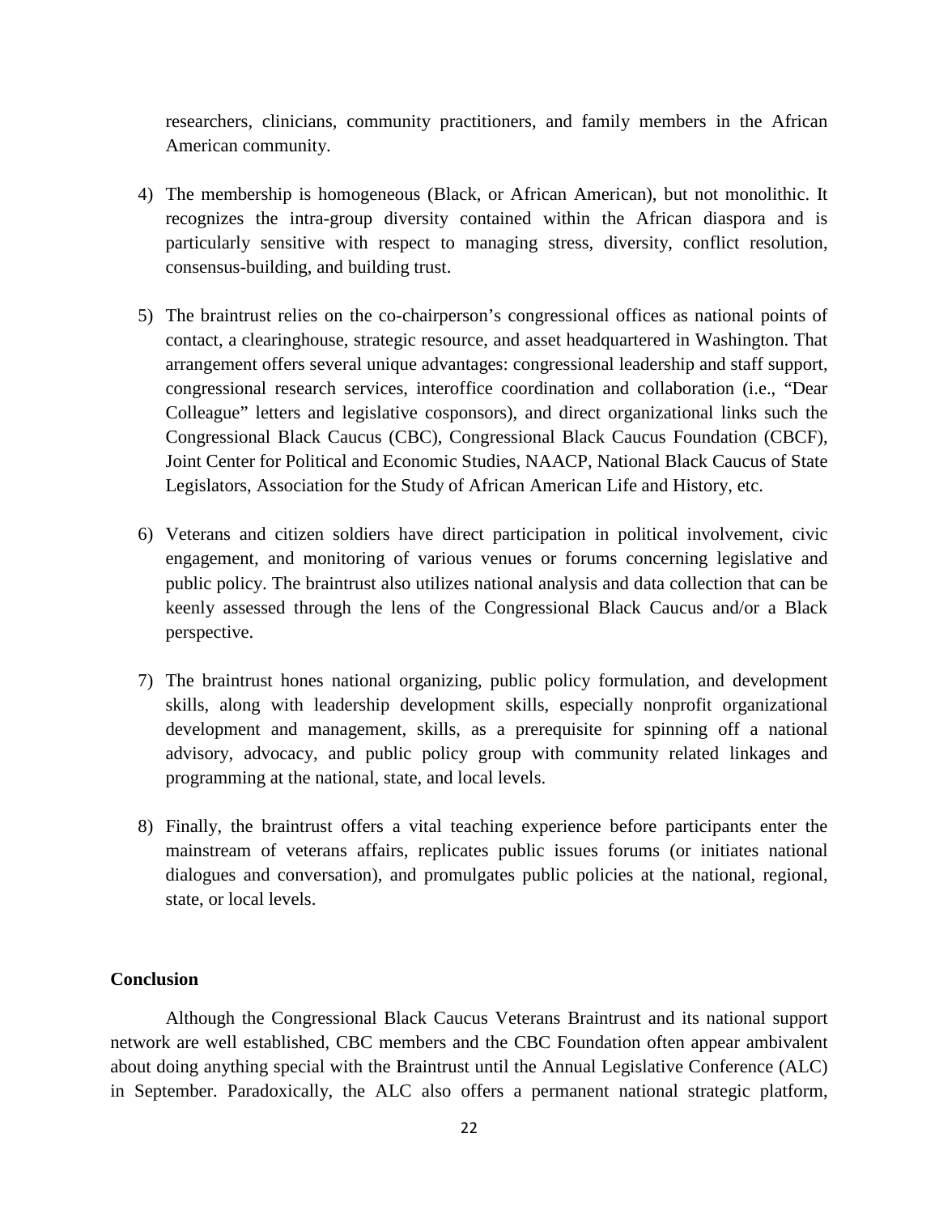researchers, clinicians, community practitioners, and family members in the African American community.

4) The membership is homogeneous (Black, or African American), but not monolithic. It recognizes the intra-group diversity contained within the African diaspora and is particularly sensitive with respect to managing stress, diversity, conflict resolution, consensus-building, and building trust.

5) The braintrust relies on the co-chairperson's congressional offices as national points of contact, a clearinghouse, strategic resource, and asset headquartered in Washington. That arrangement offers several unique advantages: congressional leadership and staff support, congressional research services, interoffice coordination and collaboration (i.e., "Dear Colleague" letters and legislative cosponsors), and direct organizational links such the Congressional Black Caucus (CBC), Congressional Black Caucus Foundation (CBCF), Joint Center for Political and Economic Studies, NAACP, National Black Caucus of State Legislators, Association for the Study of African American Life and History, etc.

6) Veterans and citizen soldiers have direct participation in political involvement, civic engagement, and monitoring of various venues or forums concerning legislative and public policy. The braintrust also utilizes national analysis and data collection that can be keenly assessed through the lens of the Congressional Black Caucus and/or a Black perspective.

7) The braintrust hones national organizing, public policy formulation, and development skills, along with leadership development skills, especially nonprofit organizational development and management, skills, as a prerequisite for spinning off a national advisory, advocacy, and public policy group with community related linkages and programming at the national, state, and local levels.

8) Finally, the braintrust offers a vital teaching experience before participants enter the mainstream of veterans affairs, replicates public issues forums (or initiates national dialogues and conversation), and promulgates public policies at the national, regional, state, or local levels.

**Conclusion**

Although the Congressional Black Caucus Veterans Braintrust and its national support network are well established, CBC members and the CBC Foundation often appear ambivalent about doing anything special with the Braintrust until the Annual Legislative Conference (ALC) in September. Paradoxically, the ALC also offers a permanent national strategic platform,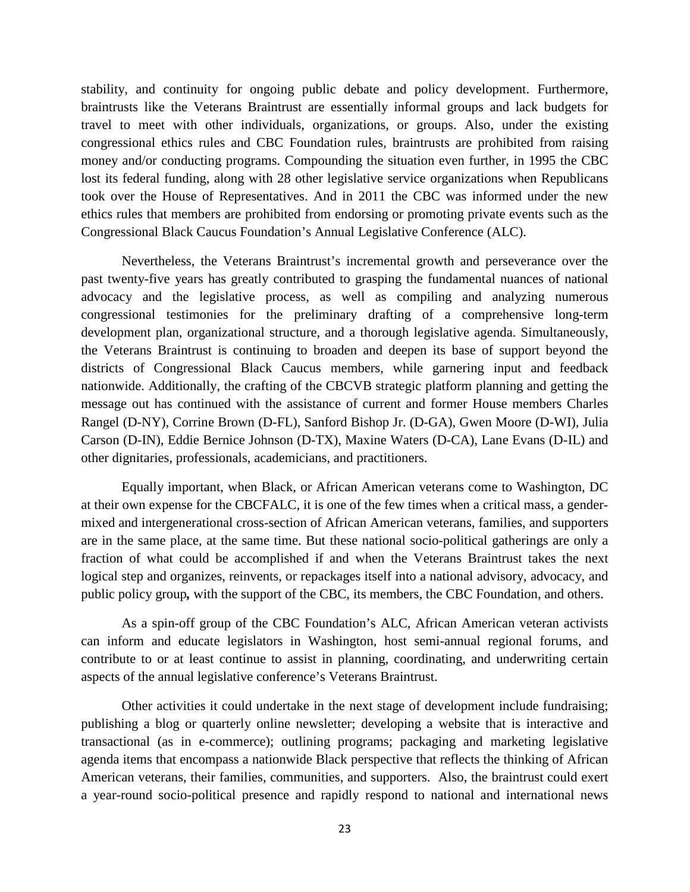stability, and continuity for ongoing public debate and policy development. Furthermore, braintrusts like the Veterans Braintrust are essentially informal groups and lack budgets for travel to meet with other individuals, organizations, or groups. Also, under the existing congressional ethics rules and CBC Foundation rules, braintrusts are prohibited from raising money and/or conducting programs. Compounding the situation even further, in 1995 the CBC lost its federal funding, along with 28 other legislative service organizations when Republicans took over the House of Representatives. And in 2011 the CBC was informed under the new ethics rules that members are prohibited from endorsing or promoting private events such as the Congressional Black Caucus Foundation's Annual Legislative Conference (ALC).

Nevertheless, the Veterans Braintrust's incremental growth and perseverance over the past twenty-five years has greatly contributed to grasping the fundamental nuances of national advocacy and the legislative process, as well as compiling and analyzing numerous congressional testimonies for the preliminary drafting of a comprehensive long-term development plan, organizational structure, and a thorough legislative agenda. Simultaneously, the Veterans Braintrust is continuing to broaden and deepen its base of support beyond the districts of Congressional Black Caucus members, while garnering input and feedback nationwide. Additionally, the crafting of the CBCVB strategic platform planning and getting the message out has continued with the assistance of current and former House members Charles Rangel (D-NY), Corrine Brown (D-FL), Sanford Bishop Jr. (D-GA), Gwen Moore (D-WI), Julia Carson (D-IN), Eddie Bernice Johnson (D-TX), Maxine Waters (D-CA), Lane Evans (D-IL) and other dignitaries, professionals, academicians, and practitioners.

Equally important, when Black, or African American veterans come to Washington, DC at their own expense for the CBCFALC, it is one of the few times when a critical mass, a gender-mixed and intergenerational cross-section of African American veterans, families, and supporters are in the same place, at the same time. But these national socio-political gatherings are only a fraction of what could be accomplished if and when the Veterans Braintrust takes the next logical step and organizes, reinvents, or repackages itself into a national advisory, advocacy, and public policy group**,** with the support of the CBC, its members, the CBC Foundation, and others.

As a spin-off group of the CBC Foundation's ALC, African American veteran activists can inform and educate legislators in Washington, host semi-annual regional forums, and contribute to or at least continue to assist in planning, coordinating, and underwriting certain aspects of the annual legislative conference's Veterans Braintrust.

Other activities it could undertake in the next stage of development include fundraising; publishing a blog or quarterly online newsletter; developing a website that is interactive and transactional (as in e-commerce); outlining programs; packaging and marketing legislative agenda items that encompass a nationwide Black perspective that reflects the thinking of African American veterans, their families, communities, and supporters. Also, the braintrust could exert a year-round socio-political presence and rapidly respond to national and international news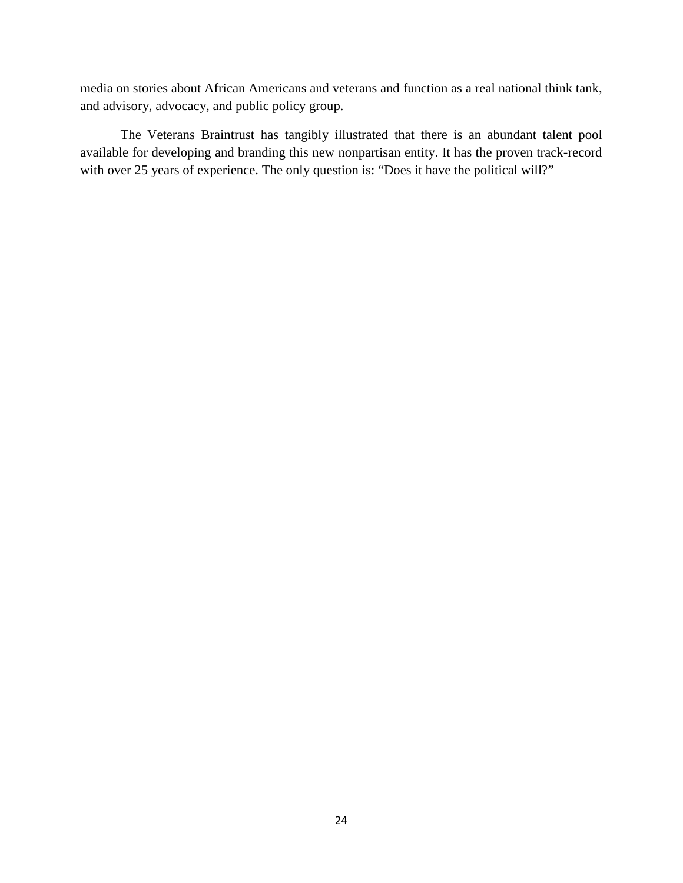media on stories about African Americans and veterans and function as a real national think tank, and advisory, advocacy, and public policy group.

The Veterans Braintrust has tangibly illustrated that there is an abundant talent pool available for developing and branding this new nonpartisan entity. It has the proven track-record with over 25 years of experience. The only question is: “Does it have the political will?”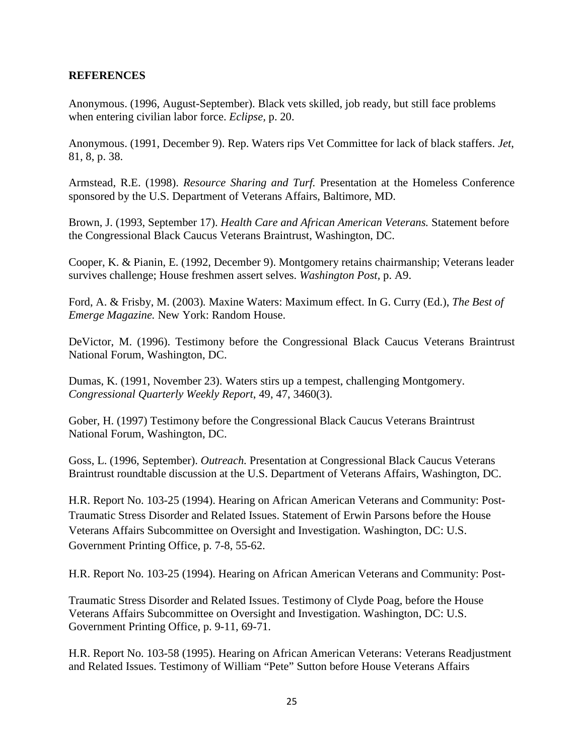## REFERENCES

Anonymous. (1996, August-September). Black vets skilled, job ready, but still face problems when entering civilian labor force. *Eclipse,* p. 20.

Anonymous. (1991, December 9). Rep. Waters rips Vet Committee for lack of black staffers. *Jet*, 81, 8, p. 38.

Armstead, R.E. (1998). *Resource Sharing and Turf.* Presentation at the Homeless Conference sponsored by the U.S. Department of Veterans Affairs, Baltimore, MD.

Brown, J. (1993, September 17). *Health Care and African American Veterans.* Statement before the Congressional Black Caucus Veterans Braintrust, Washington, DC.

Cooper, K. & Pianin, E. (1992, December 9). Montgomery retains chairmanship; Veterans leader survives challenge; House freshmen assert selves. *Washington Post*, p. A9.

Ford, A. & Frisby, M. (2003). Maxine Waters: Maximum effect. In G. Curry (Ed.), *The Best of Emerge Magazine.* New York: Random House.

DeVictor, M. (1996). Testimony before the Congressional Black Caucus Veterans Braintrust National Forum, Washington, DC.

Dumas, K. (1991, November 23). Waters stirs up a tempest, challenging Montgomery. *Congressional Quarterly Weekly Report*, 49, 47, 3460(3).

Gober, H. (1997) Testimony before the Congressional Black Caucus Veterans Braintrust National Forum, Washington, DC.

Goss, L. (1996, September). *Outreach.* Presentation at Congressional Black Caucus Veterans Braintrust roundtable discussion at the U.S. Department of Veterans Affairs, Washington, DC.

H.R. Report No. 103-25 (1994). Hearing on African American Veterans and Community: Post-Traumatic Stress Disorder and Related Issues. Statement of Erwin Parsons before the House Veterans Affairs Subcommittee on Oversight and Investigation. Washington, DC: U.S. Government Printing Office, p. 7-8, 55-62.

H.R. Report No. 103-25 (1994). Hearing on African American Veterans and Community: Post-Traumatic Stress Disorder and Related Issues. Testimony of Clyde Poag, before the House Veterans Affairs Subcommittee on Oversight and Investigation. Washington, DC: U.S. Government Printing Office, p. 9-11, 69-71.

H.R. Report No. 103-58 (1995). Hearing on African American Veterans: Veterans Readjustment and Related Issues. Testimony of William "Pete" Sutton before House Veterans Affairs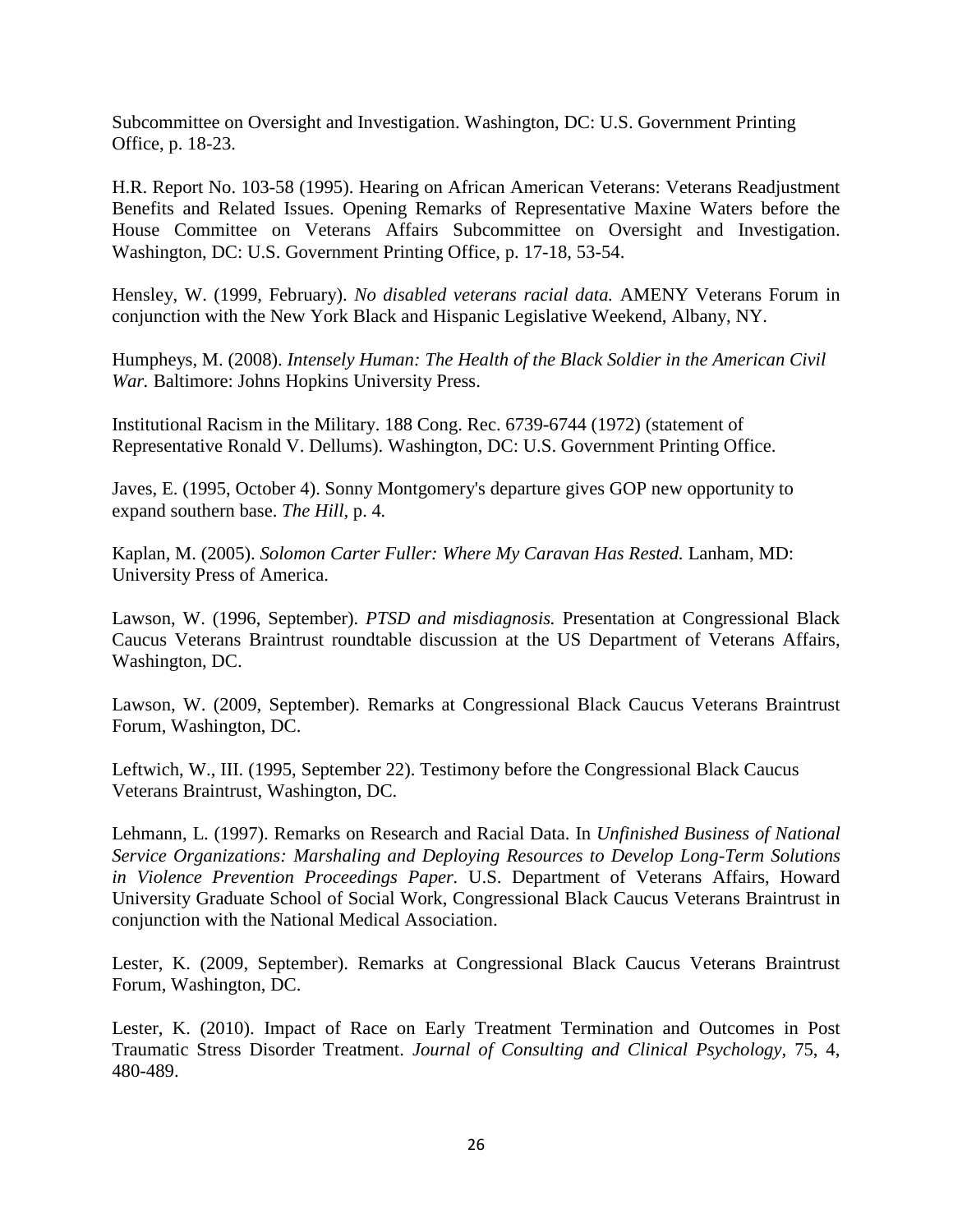Subcommittee on Oversight and Investigation. Washington, DC: U.S. Government Printing Office, p. 18-23.

H.R. Report No. 103-58 (1995). Hearing on African American Veterans: Veterans Readjustment Benefits and Related Issues. Opening Remarks of Representative Maxine Waters before the House Committee on Veterans Affairs Subcommittee on Oversight and Investigation. Washington, DC: U.S. Government Printing Office, p. 17-18, 53-54.

Hensley, W. (1999, February). *No disabled veterans racial data.* AMENY Veterans Forum in conjunction with the New York Black and Hispanic Legislative Weekend, Albany, NY.

Humpheys, M. (2008). *Intensely Human: The Health of the Black Soldier in the American Civil War.* Baltimore: Johns Hopkins University Press.

Institutional Racism in the Military. 188 Cong. Rec. 6739-6744 (1972) (statement of Representative Ronald V. Dellums). Washington, DC: U.S. Government Printing Office.

Javes, E. (1995, October 4). Sonny Montgomery's departure gives GOP new opportunity to expand southern base. *The Hill*, p. 4.

Kaplan, M. (2005). *Solomon Carter Fuller: Where My Caravan Has Rested.* Lanham, MD: University Press of America.

Lawson, W. (1996, September). *PTSD and misdiagnosis.* Presentation at Congressional Black Caucus Veterans Braintrust roundtable discussion at the US Department of Veterans Affairs, Washington, DC.

Lawson, W. (2009, September). Remarks at Congressional Black Caucus Veterans Braintrust Forum, Washington, DC.

Leftwich, W., III. (1995, September 22). Testimony before the Congressional Black Caucus Veterans Braintrust, Washington, DC.

Lehmann, L. (1997). Remarks on Research and Racial Data. In *Unfinished Business of National Service Organizations: Marshaling and Deploying Resources to Develop Long-Term Solutions in Violence Prevention Proceedings Paper.* U.S. Department of Veterans Affairs, Howard University Graduate School of Social Work, Congressional Black Caucus Veterans Braintrust in conjunction with the National Medical Association.

Lester, K. (2009, September). Remarks at Congressional Black Caucus Veterans Braintrust Forum, Washington, DC.

Lester, K. (2010). Impact of Race on Early Treatment Termination and Outcomes in Post Traumatic Stress Disorder Treatment. *Journal of Consulting and Clinical Psychology*, 75, 4, 480-489.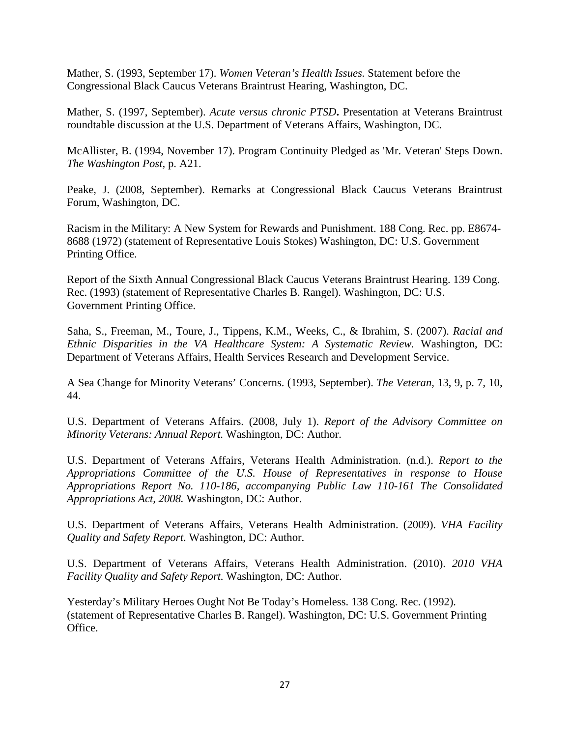Mather, S. (1993, September 17). *Women Veteran's Health Issues.* Statement before the Congressional Black Caucus Veterans Braintrust Hearing, Washington, DC.

Mather, S. (1997, September). *Acute versus chronic PTSD*. Presentation at Veterans Braintrust roundtable discussion at the U.S. Department of Veterans Affairs, Washington, DC.

McAllister, B. (1994, November 17). Program Continuity Pledged as 'Mr. Veteran' Steps Down. *The Washington Post*, p. A21.

Peake, J. (2008, September). Remarks at Congressional Black Caucus Veterans Braintrust Forum, Washington, DC.

Racism in the Military: A New System for Rewards and Punishment. 188 Cong. Rec. pp. E8674-8688 (1972) (statement of Representative Louis Stokes) Washington, DC: U.S. Government Printing Office.

Report of the Sixth Annual Congressional Black Caucus Veterans Braintrust Hearing. 139 Cong. Rec. (1993) (statement of Representative Charles B. Rangel). Washington, DC: U.S. Government Printing Office.

Saha, S., Freeman, M., Toure, J., Tippens, K.M., Weeks, C., & Ibrahim, S. (2007). *Racial and Ethnic Disparities in the VA Healthcare System: A Systematic Review.* Washington, DC: Department of Veterans Affairs, Health Services Research and Development Service.

A Sea Change for Minority Veterans' Concerns. (1993, September). *The Veteran*, 13, 9, p. 7, 10, 44.

U.S. Department of Veterans Affairs. (2008, July 1). *Report of the Advisory Committee on Minority Veterans: Annual Report.* Washington, DC: Author.

U.S. Department of Veterans Affairs, Veterans Health Administration. (n.d.). *Report to the Appropriations Committee of the U.S. House of Representatives in response to House Appropriations Report No. 110-186, accompanying Public Law 110-161 The Consolidated Appropriations Act, 2008.* Washington, DC: Author.

U.S. Department of Veterans Affairs, Veterans Health Administration. (2009). *VHA Facility Quality and Safety Report*. Washington, DC: Author.

U.S. Department of Veterans Affairs, Veterans Health Administration. (2010). *2010 VHA Facility Quality and Safety Report.* Washington, DC: Author.

Yesterday's Military Heroes Ought Not Be Today's Homeless. 138 Cong. Rec. (1992). (statement of Representative Charles B. Rangel). Washington, DC: U.S. Government Printing Office.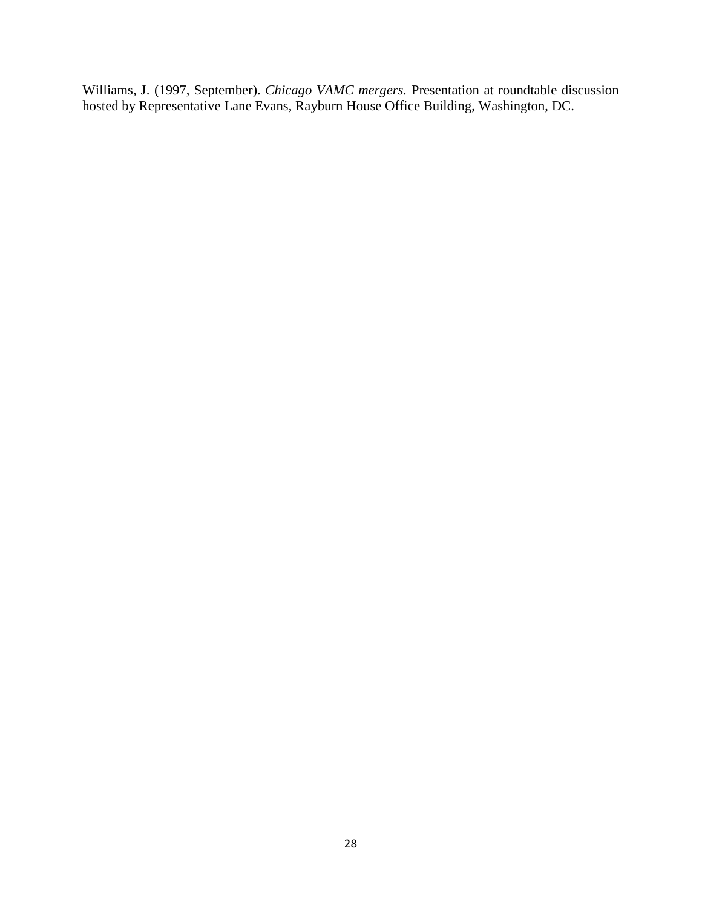Williams, J. (1997, September). *Chicago VAMC mergers.* Presentation at roundtable discussion hosted by Representative Lane Evans, Rayburn House Office Building, Washington, DC.